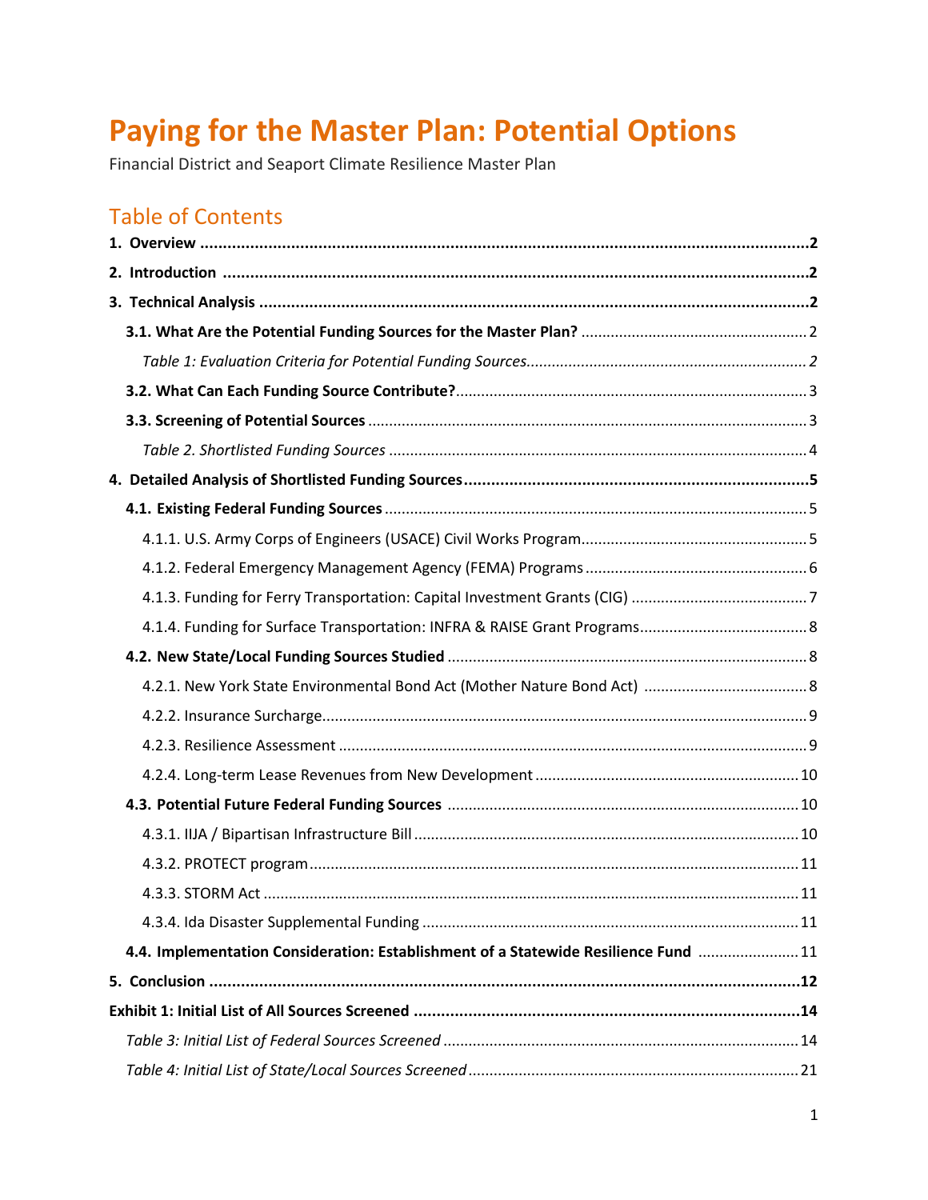# Paying for the Master Plan: Potential Options

Financial District and Seaport Climate Resilience Master Plan

## Table of Contents

**1. Overview** .......... **2**

**2. Introduction** .......... **2**

**3. Technical Analysis** .......... **2**

- **3.1. What Are the Potential Funding Sources for the Master Plan?** .......... 2
  - *Table 1: Evaluation Criteria for Potential Funding Sources* .......... *2*
- **3.2. What Can Each Funding Source Contribute?** .......... 3
- **3.3. Screening of Potential Sources** .......... 3
  - *Table 2. Shortlisted Funding Sources* .......... 4

**4. Detailed Analysis of Shortlisted Funding Sources** .......... **5**

- **4.1. Existing Federal Funding Sources** .......... 5
  - 4.1.1. U.S. Army Corps of Engineers (USACE) Civil Works Program .......... 5
  - 4.1.2. Federal Emergency Management Agency (FEMA) Programs .......... 6
  - 4.1.3. Funding for Ferry Transportation: Capital Investment Grants (CIG) .......... 7
  - 4.1.4. Funding for Surface Transportation: INFRA & RAISE Grant Programs .......... 8
- **4.2. New State/Local Funding Sources Studied** .......... 8
  - 4.2.1. New York State Environmental Bond Act (Mother Nature Bond Act) .......... 8
  - 4.2.2. Insurance Surcharge .......... 9
  - 4.2.3. Resilience Assessment .......... 9
  - 4.2.4. Long-term Lease Revenues from New Development .......... 10
- **4.3. Potential Future Federal Funding Sources** .......... 10
  - 4.3.1. IIJA / Bipartisan Infrastructure Bill .......... 10
  - 4.3.2. PROTECT program .......... 11
  - 4.3.3. STORM Act .......... 11
  - 4.3.4. Ida Disaster Supplemental Funding .......... 11
- **4.4. Implementation Consideration: Establishment of a Statewide Resilience Fund** .......... 11

**5. Conclusion** .......... **12**

**Exhibit 1: Initial List of All Sources Screened** .......... **14**

- *Table 3: Initial List of Federal Sources Screened* .......... 14
- *Table 4: Initial List of State/Local Sources Screened* .......... 21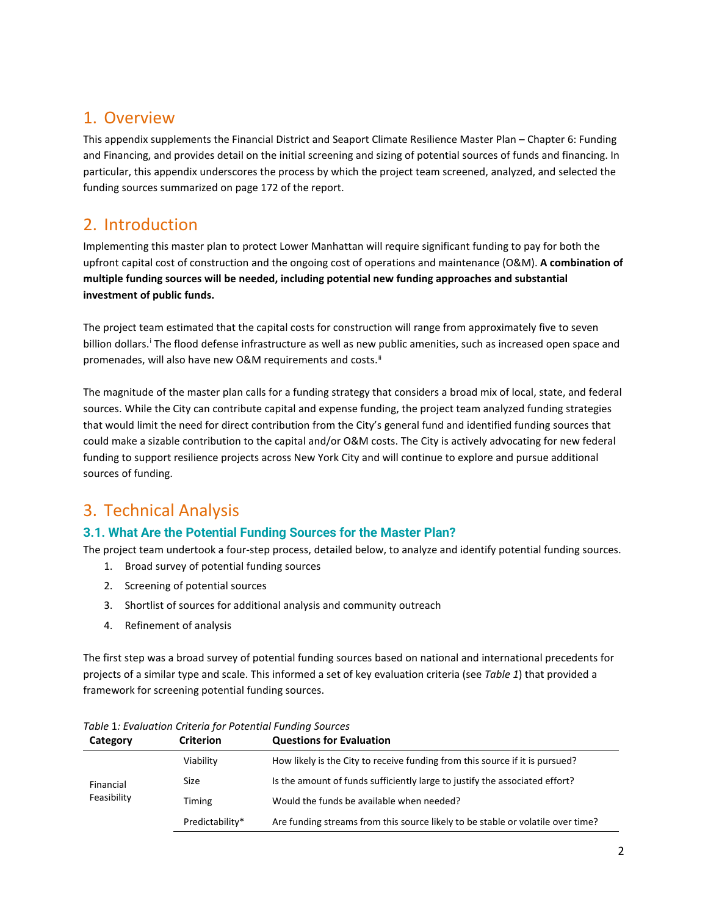# 1. Overview

This appendix supplements the Financial District and Seaport Climate Resilience Master Plan – Chapter 6: Funding and Financing, and provides detail on the initial screening and sizing of potential sources of funds and financing. In particular, this appendix underscores the process by which the project team screened, analyzed, and selected the funding sources summarized on page 172 of the report.

# 2. Introduction

Implementing this master plan to protect Lower Manhattan will require significant funding to pay for both the upfront capital cost of construction and the ongoing cost of operations and maintenance (O&M). **A combination of multiple funding sources will be needed, including potential new funding approaches and substantial investment of public funds.**

The project team estimated that the capital costs for construction will range from approximately five to seven billion dollars.[i] The flood defense infrastructure as well as new public amenities, such as increased open space and promenades, will also have new O&M requirements and costs.[ii]

The magnitude of the master plan calls for a funding strategy that considers a broad mix of local, state, and federal sources. While the City can contribute capital and expense funding, the project team analyzed funding strategies that would limit the need for direct contribution from the City's general fund and identified funding sources that could make a sizable contribution to the capital and/or O&M costs. The City is actively advocating for new federal funding to support resilience projects across New York City and will continue to explore and pursue additional sources of funding.

# 3. Technical Analysis

## 3.1. What Are the Potential Funding Sources for the Master Plan?

The project team undertook a four-step process, detailed below, to analyze and identify potential funding sources.

1. Broad survey of potential funding sources
2. Screening of potential sources
3. Shortlist of sources for additional analysis and community outreach
4. Refinement of analysis

The first step was a broad survey of potential funding sources based on national and international precedents for projects of a similar type and scale. This informed a set of key evaluation criteria (see *Table 1*) that provided a framework for screening potential funding sources.

*Table 1: Evaluation Criteria for Potential Funding Sources*

| Category | Criterion | Questions for Evaluation |
|---|---|---|
| Financial Feasibility | Viability | How likely is the City to receive funding from this source if it is pursued? |
| | Size | Is the amount of funds sufficiently large to justify the associated effort? |
| | Timing | Would the funds be available when needed? |
| | Predictability* | Are funding streams from this source likely to be stable or volatile over time? |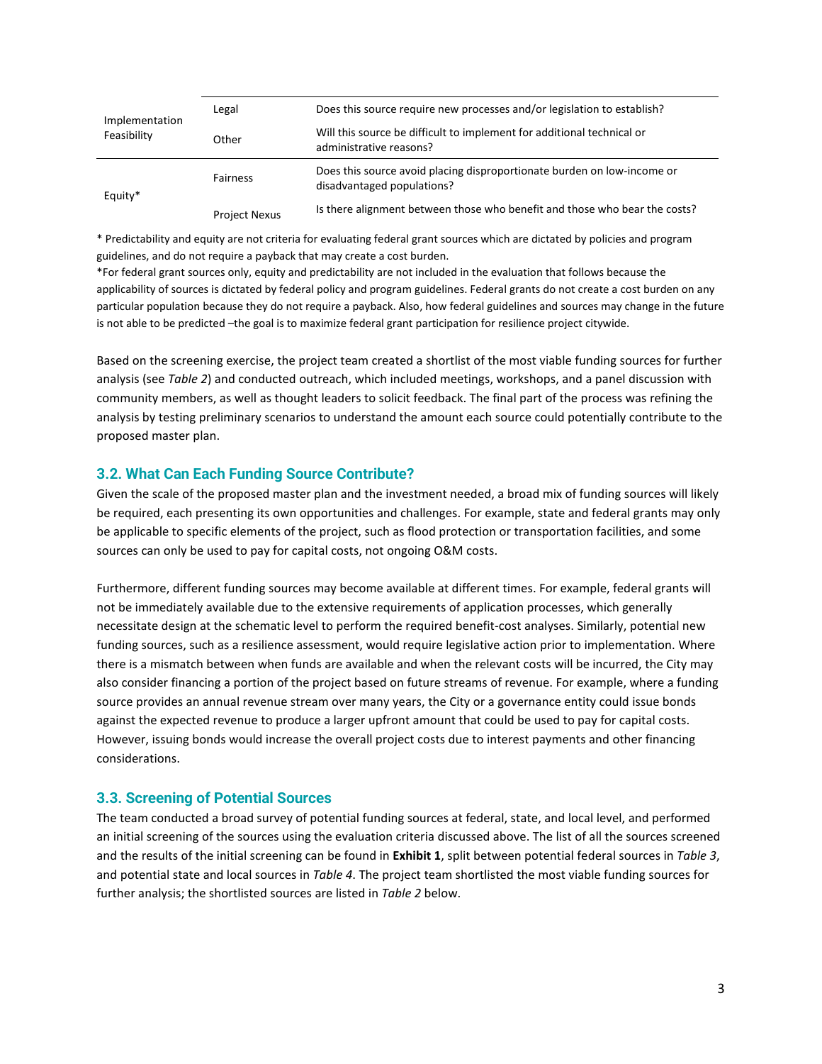| | | |
|---|---|---|
| Implementation Feasibility | Legal | Does this source require new processes and/or legislation to establish? |
| | Other | Will this source be difficult to implement for additional technical or administrative reasons? |
| Equity* | Fairness | Does this source avoid placing disproportionate burden on low-income or disadvantaged populations? |
| | Project Nexus | Is there alignment between those who benefit and those who bear the costs? |

* Predictability and equity are not criteria for evaluating federal grant sources which are dictated by policies and program guidelines, and do not require a payback that may create a cost burden.

*For federal grant sources only, equity and predictability are not included in the evaluation that follows because the applicability of sources is dictated by federal policy and program guidelines. Federal grants do not create a cost burden on any particular population because they do not require a payback. Also, how federal guidelines and sources may change in the future is not able to be predicted –the goal is to maximize federal grant participation for resilience project citywide.

Based on the screening exercise, the project team created a shortlist of the most viable funding sources for further analysis (see *Table 2*) and conducted outreach, which included meetings, workshops, and a panel discussion with community members, as well as thought leaders to solicit feedback. The final part of the process was refining the analysis by testing preliminary scenarios to understand the amount each source could potentially contribute to the proposed master plan.

### 3.2. What Can Each Funding Source Contribute?

Given the scale of the proposed master plan and the investment needed, a broad mix of funding sources will likely be required, each presenting its own opportunities and challenges. For example, state and federal grants may only be applicable to specific elements of the project, such as flood protection or transportation facilities, and some sources can only be used to pay for capital costs, not ongoing O&M costs.

Furthermore, different funding sources may become available at different times. For example, federal grants will not be immediately available due to the extensive requirements of application processes, which generally necessitate design at the schematic level to perform the required benefit-cost analyses. Similarly, potential new funding sources, such as a resilience assessment, would require legislative action prior to implementation. Where there is a mismatch between when funds are available and when the relevant costs will be incurred, the City may also consider financing a portion of the project based on future streams of revenue. For example, where a funding source provides an annual revenue stream over many years, the City or a governance entity could issue bonds against the expected revenue to produce a larger upfront amount that could be used to pay for capital costs. However, issuing bonds would increase the overall project costs due to interest payments and other financing considerations.

### 3.3. Screening of Potential Sources

The team conducted a broad survey of potential funding sources at federal, state, and local level, and performed an initial screening of the sources using the evaluation criteria discussed above. The list of all the sources screened and the results of the initial screening can be found in **Exhibit 1**, split between potential federal sources in *Table 3*, and potential state and local sources in *Table 4*. The project team shortlisted the most viable funding sources for further analysis; the shortlisted sources are listed in *Table 2* below.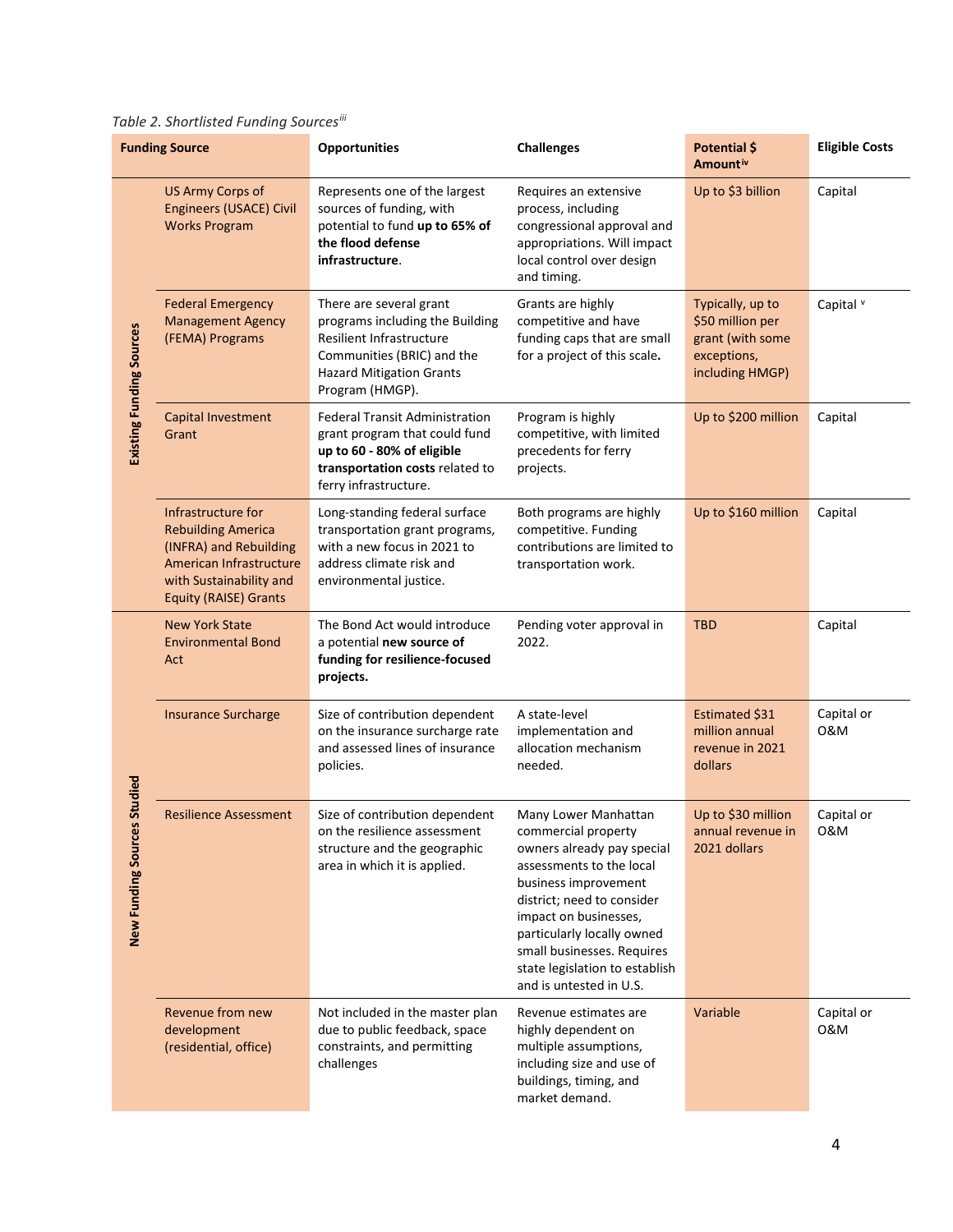*Table 2. Shortlisted Funding Sources*[iii]

| Funding Source | | Opportunities | Challenges | Potential $ Amount[iv] | Eligible Costs |
|---|---|---|---|---|---|
| Existing Funding Sources | US Army Corps of Engineers (USACE) Civil Works Program | Represents one of the largest sources of funding, with potential to fund **up to 65% of the flood defense infrastructure**. | Requires an extensive process, including congressional approval and appropriations. Will impact local control over design and timing. | Up to $3 billion | Capital |
| | Federal Emergency Management Agency (FEMA) Programs | There are several grant programs including the Building Resilient Infrastructure Communities (BRIC) and the Hazard Mitigation Grants Program (HMGP). | Grants are highly competitive and have funding caps that are small for a project of this scale. | Typically, up to $50 million per grant (with some exceptions, including HMGP) | Capital [v] |
| | Capital Investment Grant | Federal Transit Administration grant program that could fund **up to 60 - 80% of eligible transportation costs** related to ferry infrastructure. | Program is highly competitive, with limited precedents for ferry projects. | Up to $200 million | Capital |
| | Infrastructure for Rebuilding America (INFRA) and Rebuilding American Infrastructure with Sustainability and Equity (RAISE) Grants | Long-standing federal surface transportation grant programs, with a new focus in 2021 to address climate risk and environmental justice. | Both programs are highly competitive. Funding contributions are limited to transportation work. | Up to $160 million | Capital |
| New Funding Sources Studied | New York State Environmental Bond Act | The Bond Act would introduce a potential **new source of funding for resilience-focused projects.** | Pending voter approval in 2022. | TBD | Capital |
| | Insurance Surcharge | Size of contribution dependent on the insurance surcharge rate and assessed lines of insurance policies. | A state-level implementation and allocation mechanism needed. | Estimated $31 million annual revenue in 2021 dollars | Capital or O&M |
| | Resilience Assessment | Size of contribution dependent on the resilience assessment structure and the geographic area in which it is applied. | Many Lower Manhattan commercial property owners already pay special assessments to the local business improvement district; need to consider impact on businesses, particularly locally owned small businesses. Requires state legislation to establish and is untested in U.S. | Up to $30 million annual revenue in 2021 dollars | Capital or O&M |
| | Revenue from new development (residential, office) | Not included in the master plan due to public feedback, space constraints, and permitting challenges | Revenue estimates are highly dependent on multiple assumptions, including size and use of buildings, timing, and market demand. | Variable | Capital or O&M |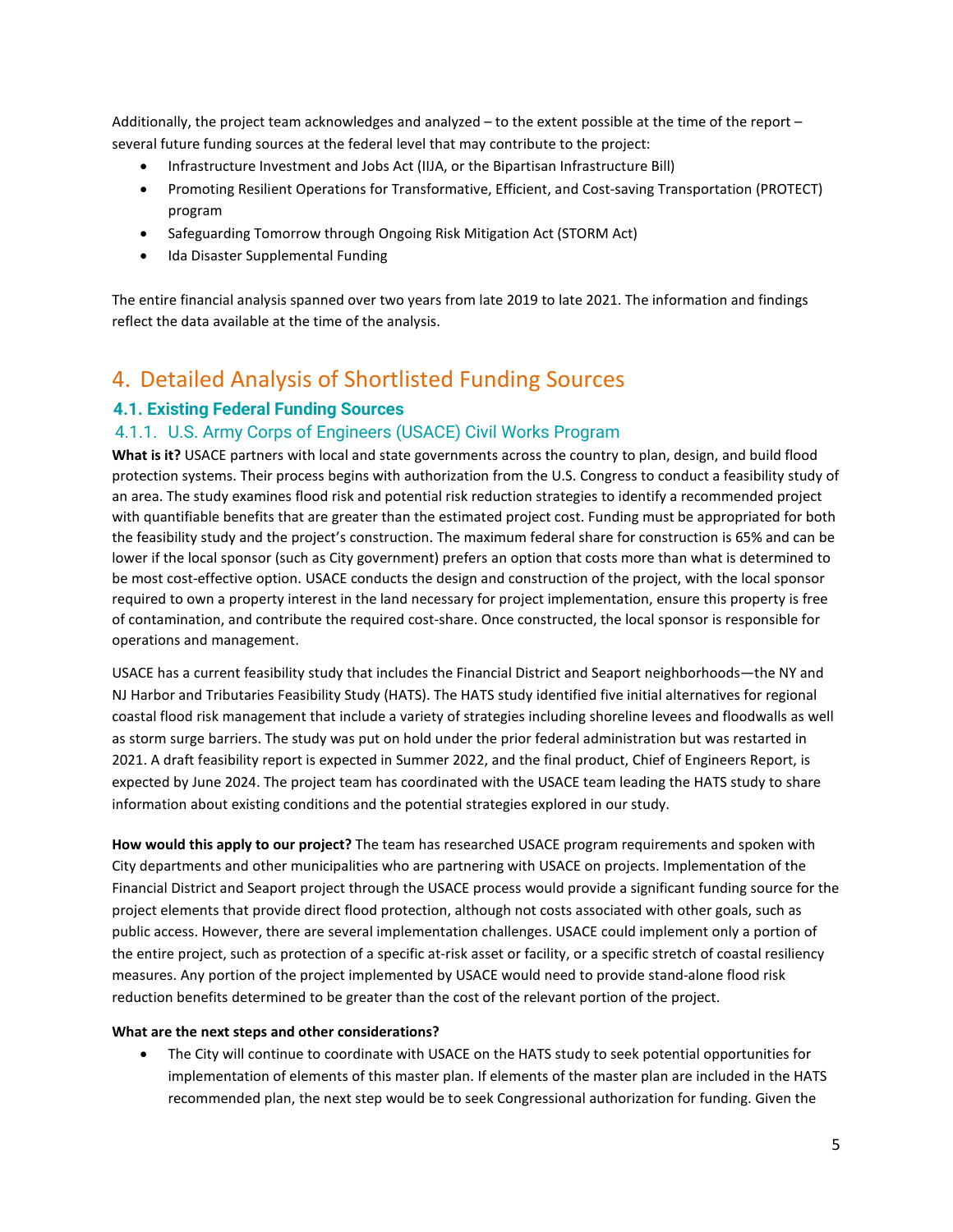Additionally, the project team acknowledges and analyzed – to the extent possible at the time of the report – several future funding sources at the federal level that may contribute to the project:

- Infrastructure Investment and Jobs Act (IIJA, or the Bipartisan Infrastructure Bill)
- Promoting Resilient Operations for Transformative, Efficient, and Cost-saving Transportation (PROTECT) program
- Safeguarding Tomorrow through Ongoing Risk Mitigation Act (STORM Act)
- Ida Disaster Supplemental Funding

The entire financial analysis spanned over two years from late 2019 to late 2021. The information and findings reflect the data available at the time of the analysis.

# 4. Detailed Analysis of Shortlisted Funding Sources

## 4.1. Existing Federal Funding Sources

### 4.1.1. U.S. Army Corps of Engineers (USACE) Civil Works Program

**What is it?** USACE partners with local and state governments across the country to plan, design, and build flood protection systems. Their process begins with authorization from the U.S. Congress to conduct a feasibility study of an area. The study examines flood risk and potential risk reduction strategies to identify a recommended project with quantifiable benefits that are greater than the estimated project cost. Funding must be appropriated for both the feasibility study and the project's construction. The maximum federal share for construction is 65% and can be lower if the local sponsor (such as City government) prefers an option that costs more than what is determined to be most cost-effective option. USACE conducts the design and construction of the project, with the local sponsor required to own a property interest in the land necessary for project implementation, ensure this property is free of contamination, and contribute the required cost-share. Once constructed, the local sponsor is responsible for operations and management.

USACE has a current feasibility study that includes the Financial District and Seaport neighborhoods—the NY and NJ Harbor and Tributaries Feasibility Study (HATS). The HATS study identified five initial alternatives for regional coastal flood risk management that include a variety of strategies including shoreline levees and floodwalls as well as storm surge barriers. The study was put on hold under the prior federal administration but was restarted in 2021. A draft feasibility report is expected in Summer 2022, and the final product, Chief of Engineers Report, is expected by June 2024. The project team has coordinated with the USACE team leading the HATS study to share information about existing conditions and the potential strategies explored in our study.

**How would this apply to our project?** The team has researched USACE program requirements and spoken with City departments and other municipalities who are partnering with USACE on projects. Implementation of the Financial District and Seaport project through the USACE process would provide a significant funding source for the project elements that provide direct flood protection, although not costs associated with other goals, such as public access. However, there are several implementation challenges. USACE could implement only a portion of the entire project, such as protection of a specific at-risk asset or facility, or a specific stretch of coastal resiliency measures. Any portion of the project implemented by USACE would need to provide stand-alone flood risk reduction benefits determined to be greater than the cost of the relevant portion of the project.

**What are the next steps and other considerations?**

- The City will continue to coordinate with USACE on the HATS study to seek potential opportunities for implementation of elements of this master plan. If elements of the master plan are included in the HATS recommended plan, the next step would be to seek Congressional authorization for funding. Given the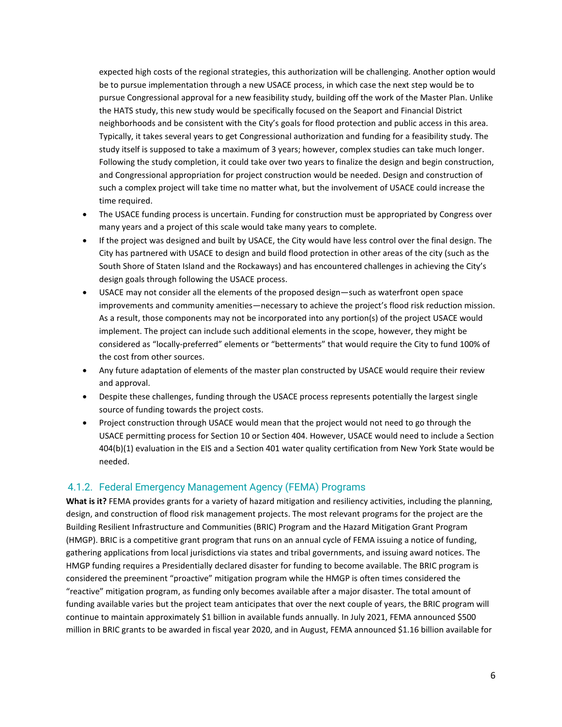expected high costs of the regional strategies, this authorization will be challenging. Another option would be to pursue implementation through a new USACE process, in which case the next step would be to pursue Congressional approval for a new feasibility study, building off the work of the Master Plan. Unlike the HATS study, this new study would be specifically focused on the Seaport and Financial District neighborhoods and be consistent with the City's goals for flood protection and public access in this area. Typically, it takes several years to get Congressional authorization and funding for a feasibility study. The study itself is supposed to take a maximum of 3 years; however, complex studies can take much longer. Following the study completion, it could take over two years to finalize the design and begin construction, and Congressional appropriation for project construction would be needed. Design and construction of such a complex project will take time no matter what, but the involvement of USACE could increase the time required.

- The USACE funding process is uncertain. Funding for construction must be appropriated by Congress over many years and a project of this scale would take many years to complete.
- If the project was designed and built by USACE, the City would have less control over the final design. The City has partnered with USACE to design and build flood protection in other areas of the city (such as the South Shore of Staten Island and the Rockaways) and has encountered challenges in achieving the City's design goals through following the USACE process.
- USACE may not consider all the elements of the proposed design—such as waterfront open space improvements and community amenities—necessary to achieve the project's flood risk reduction mission. As a result, those components may not be incorporated into any portion(s) of the project USACE would implement. The project can include such additional elements in the scope, however, they might be considered as "locally-preferred" elements or "betterments" that would require the City to fund 100% of the cost from other sources.
- Any future adaptation of elements of the master plan constructed by USACE would require their review and approval.
- Despite these challenges, funding through the USACE process represents potentially the largest single source of funding towards the project costs.
- Project construction through USACE would mean that the project would not need to go through the USACE permitting process for Section 10 or Section 404. However, USACE would need to include a Section 404(b)(1) evaluation in the EIS and a Section 401 water quality certification from New York State would be needed.

### 4.1.2. Federal Emergency Management Agency (FEMA) Programs

**What is it?** FEMA provides grants for a variety of hazard mitigation and resiliency activities, including the planning, design, and construction of flood risk management projects. The most relevant programs for the project are the Building Resilient Infrastructure and Communities (BRIC) Program and the Hazard Mitigation Grant Program (HMGP). BRIC is a competitive grant program that runs on an annual cycle of FEMA issuing a notice of funding, gathering applications from local jurisdictions via states and tribal governments, and issuing award notices. The HMGP funding requires a Presidentially declared disaster for funding to become available. The BRIC program is considered the preeminent "proactive" mitigation program while the HMGP is often times considered the "reactive" mitigation program, as funding only becomes available after a major disaster. The total amount of funding available varies but the project team anticipates that over the next couple of years, the BRIC program will continue to maintain approximately $1 billion in available funds annually. In July 2021, FEMA announced $500 million in BRIC grants to be awarded in fiscal year 2020, and in August, FEMA announced $1.16 billion available for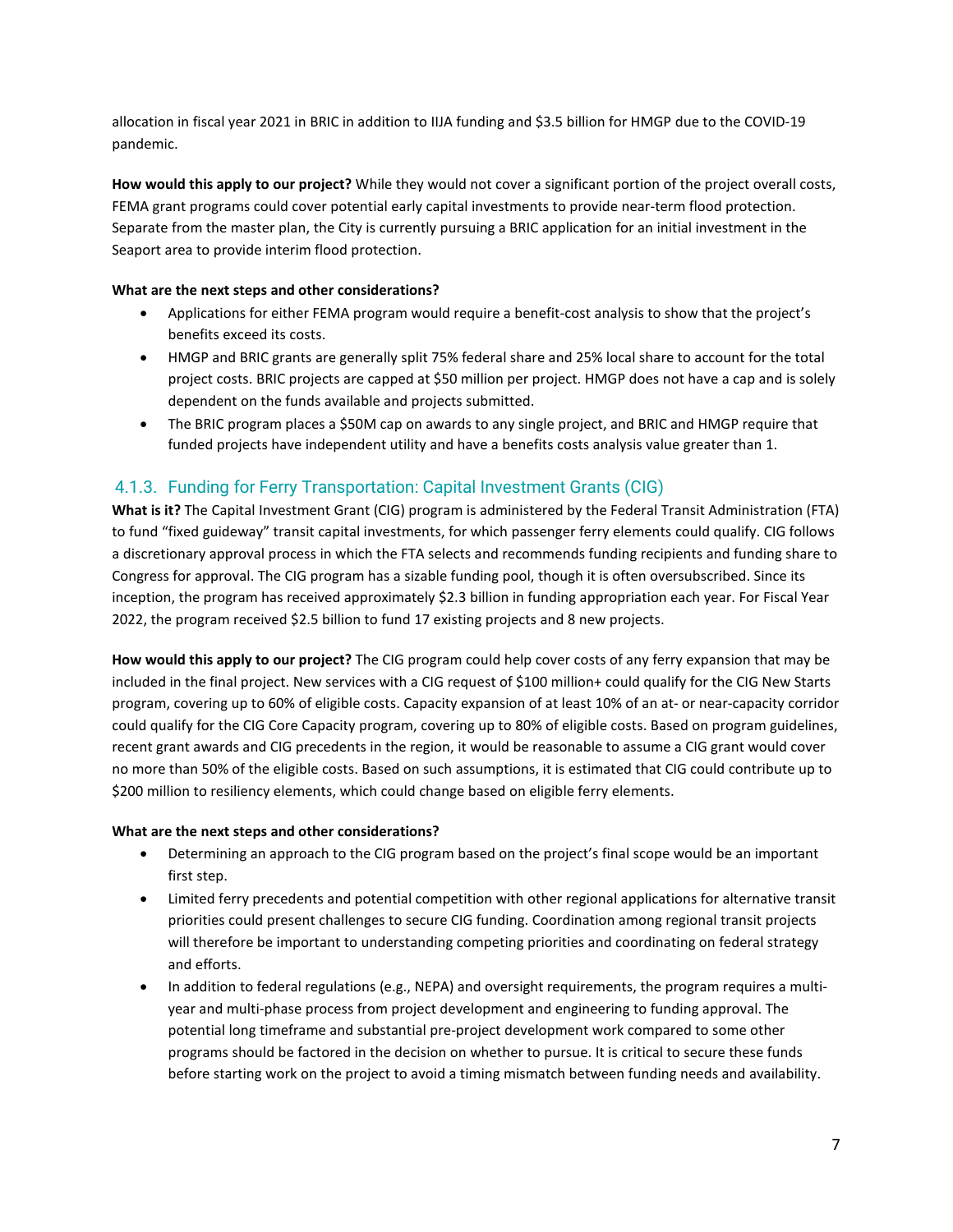allocation in fiscal year 2021 in BRIC in addition to IIJA funding and $3.5 billion for HMGP due to the COVID-19 pandemic.

**How would this apply to our project?** While they would not cover a significant portion of the project overall costs, FEMA grant programs could cover potential early capital investments to provide near-term flood protection. Separate from the master plan, the City is currently pursuing a BRIC application for an initial investment in the Seaport area to provide interim flood protection.

**What are the next steps and other considerations?**

- Applications for either FEMA program would require a benefit-cost analysis to show that the project's benefits exceed its costs.
- HMGP and BRIC grants are generally split 75% federal share and 25% local share to account for the total project costs. BRIC projects are capped at $50 million per project. HMGP does not have a cap and is solely dependent on the funds available and projects submitted.
- The BRIC program places a $50M cap on awards to any single project, and BRIC and HMGP require that funded projects have independent utility and have a benefits costs analysis value greater than 1.

### 4.1.3. Funding for Ferry Transportation: Capital Investment Grants (CIG)

**What is it?** The Capital Investment Grant (CIG) program is administered by the Federal Transit Administration (FTA) to fund "fixed guideway" transit capital investments, for which passenger ferry elements could qualify. CIG follows a discretionary approval process in which the FTA selects and recommends funding recipients and funding share to Congress for approval. The CIG program has a sizable funding pool, though it is often oversubscribed. Since its inception, the program has received approximately $2.3 billion in funding appropriation each year. For Fiscal Year 2022, the program received $2.5 billion to fund 17 existing projects and 8 new projects.

**How would this apply to our project?** The CIG program could help cover costs of any ferry expansion that may be included in the final project. New services with a CIG request of $100 million+ could qualify for the CIG New Starts program, covering up to 60% of eligible costs. Capacity expansion of at least 10% of an at- or near-capacity corridor could qualify for the CIG Core Capacity program, covering up to 80% of eligible costs. Based on program guidelines, recent grant awards and CIG precedents in the region, it would be reasonable to assume a CIG grant would cover no more than 50% of the eligible costs. Based on such assumptions, it is estimated that CIG could contribute up to $200 million to resiliency elements, which could change based on eligible ferry elements.

**What are the next steps and other considerations?**

- Determining an approach to the CIG program based on the project's final scope would be an important first step.
- Limited ferry precedents and potential competition with other regional applications for alternative transit priorities could present challenges to secure CIG funding. Coordination among regional transit projects will therefore be important to understanding competing priorities and coordinating on federal strategy and efforts.
- In addition to federal regulations (e.g., NEPA) and oversight requirements, the program requires a multi-year and multi-phase process from project development and engineering to funding approval. The potential long timeframe and substantial pre-project development work compared to some other programs should be factored in the decision on whether to pursue. It is critical to secure these funds before starting work on the project to avoid a timing mismatch between funding needs and availability.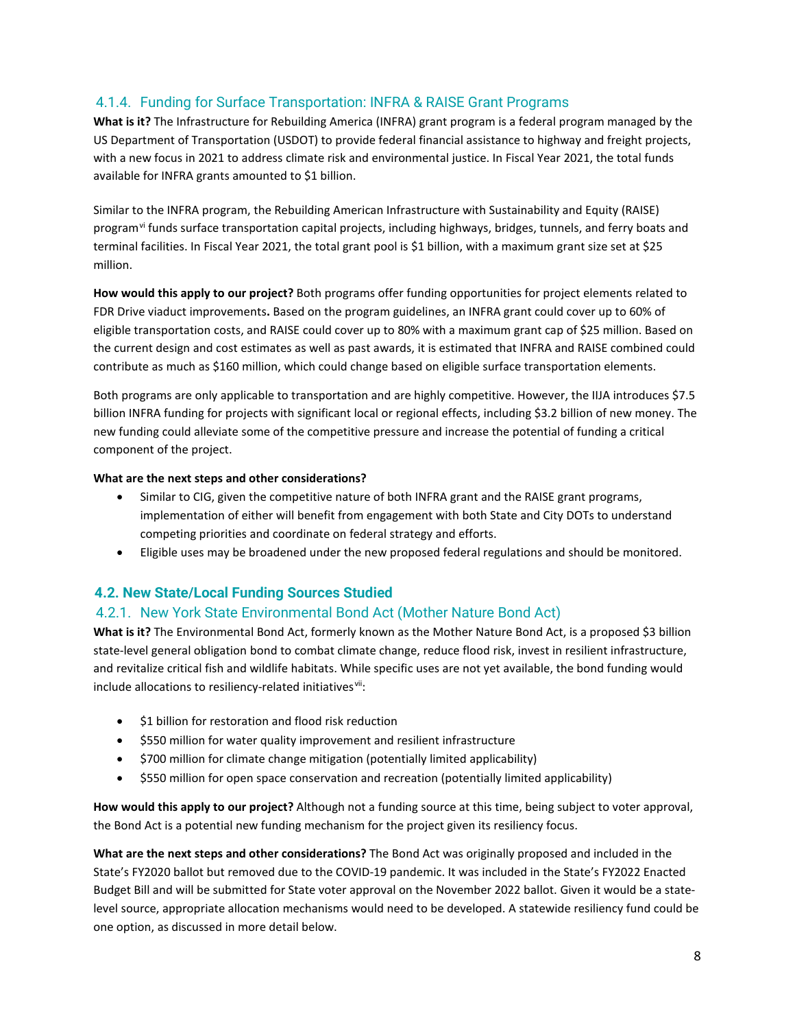### 4.1.4. Funding for Surface Transportation: INFRA & RAISE Grant Programs

**What is it?** The Infrastructure for Rebuilding America (INFRA) grant program is a federal program managed by the US Department of Transportation (USDOT) to provide federal financial assistance to highway and freight projects, with a new focus in 2021 to address climate risk and environmental justice. In Fiscal Year 2021, the total funds available for INFRA grants amounted to $1 billion.

Similar to the INFRA program, the Rebuilding American Infrastructure with Sustainability and Equity (RAISE) program[vi] funds surface transportation capital projects, including highways, bridges, tunnels, and ferry boats and terminal facilities. In Fiscal Year 2021, the total grant pool is $1 billion, with a maximum grant size set at $25 million.

**How would this apply to our project?** Both programs offer funding opportunities for project elements related to FDR Drive viaduct improvements**.** Based on the program guidelines, an INFRA grant could cover up to 60% of eligible transportation costs, and RAISE could cover up to 80% with a maximum grant cap of $25 million. Based on the current design and cost estimates as well as past awards, it is estimated that INFRA and RAISE combined could contribute as much as $160 million, which could change based on eligible surface transportation elements.

Both programs are only applicable to transportation and are highly competitive. However, the IIJA introduces $7.5 billion INFRA funding for projects with significant local or regional effects, including $3.2 billion of new money. The new funding could alleviate some of the competitive pressure and increase the potential of funding a critical component of the project.

**What are the next steps and other considerations?**

- Similar to CIG, given the competitive nature of both INFRA grant and the RAISE grant programs, implementation of either will benefit from engagement with both State and City DOTs to understand competing priorities and coordinate on federal strategy and efforts.
- Eligible uses may be broadened under the new proposed federal regulations and should be monitored.

## 4.2. New State/Local Funding Sources Studied

### 4.2.1. New York State Environmental Bond Act (Mother Nature Bond Act)

**What is it?** The Environmental Bond Act, formerly known as the Mother Nature Bond Act, is a proposed $3 billion state-level general obligation bond to combat climate change, reduce flood risk, invest in resilient infrastructure, and revitalize critical fish and wildlife habitats. While specific uses are not yet available, the bond funding would include allocations to resiliency-related initiatives[vii]:

- $1 billion for restoration and flood risk reduction
- $550 million for water quality improvement and resilient infrastructure
- $700 million for climate change mitigation (potentially limited applicability)
- $550 million for open space conservation and recreation (potentially limited applicability)

**How would this apply to our project?** Although not a funding source at this time, being subject to voter approval, the Bond Act is a potential new funding mechanism for the project given its resiliency focus.

**What are the next steps and other considerations?** The Bond Act was originally proposed and included in the State's FY2020 ballot but removed due to the COVID-19 pandemic. It was included in the State's FY2022 Enacted Budget Bill and will be submitted for State voter approval on the November 2022 ballot. Given it would be a state-level source, appropriate allocation mechanisms would need to be developed. A statewide resiliency fund could be one option, as discussed in more detail below.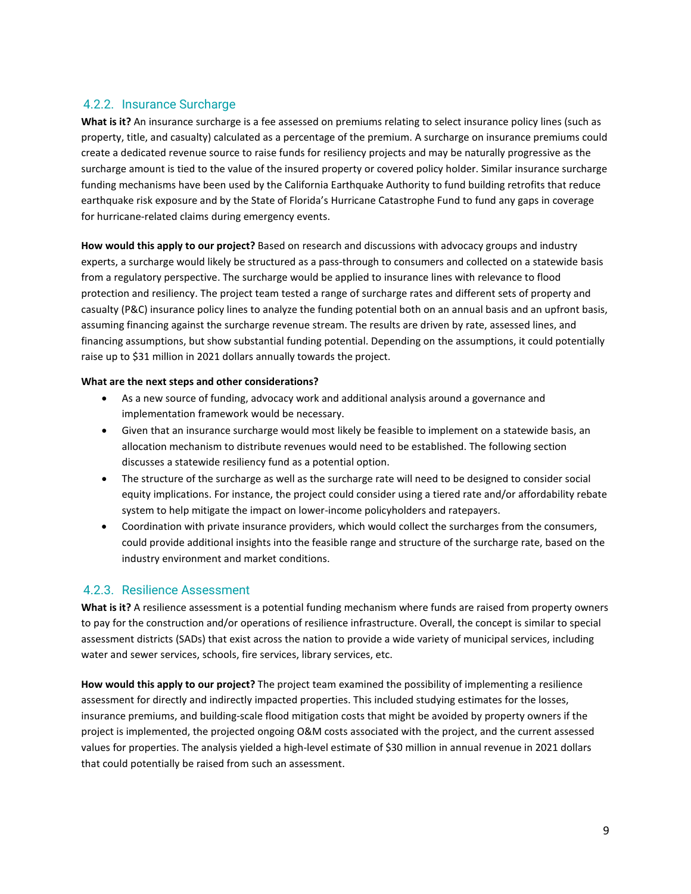### 4.2.2. Insurance Surcharge

**What is it?** An insurance surcharge is a fee assessed on premiums relating to select insurance policy lines (such as property, title, and casualty) calculated as a percentage of the premium. A surcharge on insurance premiums could create a dedicated revenue source to raise funds for resiliency projects and may be naturally progressive as the surcharge amount is tied to the value of the insured property or covered policy holder. Similar insurance surcharge funding mechanisms have been used by the California Earthquake Authority to fund building retrofits that reduce earthquake risk exposure and by the State of Florida's Hurricane Catastrophe Fund to fund any gaps in coverage for hurricane-related claims during emergency events.

**How would this apply to our project?** Based on research and discussions with advocacy groups and industry experts, a surcharge would likely be structured as a pass-through to consumers and collected on a statewide basis from a regulatory perspective. The surcharge would be applied to insurance lines with relevance to flood protection and resiliency. The project team tested a range of surcharge rates and different sets of property and casualty (P&C) insurance policy lines to analyze the funding potential both on an annual basis and an upfront basis, assuming financing against the surcharge revenue stream. The results are driven by rate, assessed lines, and financing assumptions, but show substantial funding potential. Depending on the assumptions, it could potentially raise up to $31 million in 2021 dollars annually towards the project.

**What are the next steps and other considerations?**

- As a new source of funding, advocacy work and additional analysis around a governance and implementation framework would be necessary.
- Given that an insurance surcharge would most likely be feasible to implement on a statewide basis, an allocation mechanism to distribute revenues would need to be established. The following section discusses a statewide resiliency fund as a potential option.
- The structure of the surcharge as well as the surcharge rate will need to be designed to consider social equity implications. For instance, the project could consider using a tiered rate and/or affordability rebate system to help mitigate the impact on lower-income policyholders and ratepayers.
- Coordination with private insurance providers, which would collect the surcharges from the consumers, could provide additional insights into the feasible range and structure of the surcharge rate, based on the industry environment and market conditions.

### 4.2.3. Resilience Assessment

**What is it?** A resilience assessment is a potential funding mechanism where funds are raised from property owners to pay for the construction and/or operations of resilience infrastructure. Overall, the concept is similar to special assessment districts (SADs) that exist across the nation to provide a wide variety of municipal services, including water and sewer services, schools, fire services, library services, etc.

**How would this apply to our project?** The project team examined the possibility of implementing a resilience assessment for directly and indirectly impacted properties. This included studying estimates for the losses, insurance premiums, and building-scale flood mitigation costs that might be avoided by property owners if the project is implemented, the projected ongoing O&M costs associated with the project, and the current assessed values for properties. The analysis yielded a high-level estimate of $30 million in annual revenue in 2021 dollars that could potentially be raised from such an assessment.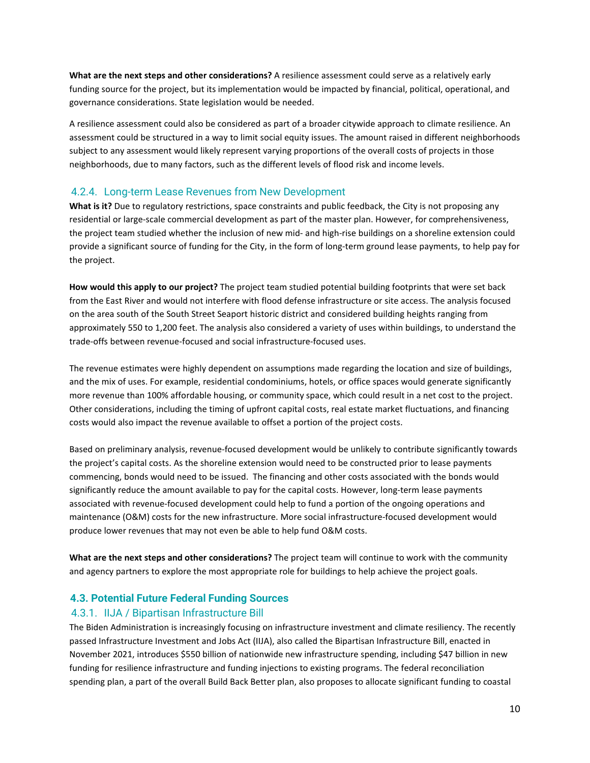**What are the next steps and other considerations?** A resilience assessment could serve as a relatively early funding source for the project, but its implementation would be impacted by financial, political, operational, and governance considerations. State legislation would be needed.

A resilience assessment could also be considered as part of a broader citywide approach to climate resilience. An assessment could be structured in a way to limit social equity issues. The amount raised in different neighborhoods subject to any assessment would likely represent varying proportions of the overall costs of projects in those neighborhoods, due to many factors, such as the different levels of flood risk and income levels.

### 4.2.4. Long-term Lease Revenues from New Development

**What is it?** Due to regulatory restrictions, space constraints and public feedback, the City is not proposing any residential or large-scale commercial development as part of the master plan. However, for comprehensiveness, the project team studied whether the inclusion of new mid- and high-rise buildings on a shoreline extension could provide a significant source of funding for the City, in the form of long-term ground lease payments, to help pay for the project.

**How would this apply to our project?** The project team studied potential building footprints that were set back from the East River and would not interfere with flood defense infrastructure or site access. The analysis focused on the area south of the South Street Seaport historic district and considered building heights ranging from approximately 550 to 1,200 feet. The analysis also considered a variety of uses within buildings, to understand the trade-offs between revenue-focused and social infrastructure-focused uses.

The revenue estimates were highly dependent on assumptions made regarding the location and size of buildings, and the mix of uses. For example, residential condominiums, hotels, or office spaces would generate significantly more revenue than 100% affordable housing, or community space, which could result in a net cost to the project. Other considerations, including the timing of upfront capital costs, real estate market fluctuations, and financing costs would also impact the revenue available to offset a portion of the project costs.

Based on preliminary analysis, revenue-focused development would be unlikely to contribute significantly towards the project's capital costs. As the shoreline extension would need to be constructed prior to lease payments commencing, bonds would need to be issued. The financing and other costs associated with the bonds would significantly reduce the amount available to pay for the capital costs. However, long-term lease payments associated with revenue-focused development could help to fund a portion of the ongoing operations and maintenance (O&M) costs for the new infrastructure. More social infrastructure-focused development would produce lower revenues that may not even be able to help fund O&M costs.

**What are the next steps and other considerations?** The project team will continue to work with the community and agency partners to explore the most appropriate role for buildings to help achieve the project goals.

## 4.3. Potential Future Federal Funding Sources

### 4.3.1. IIJA / Bipartisan Infrastructure Bill

The Biden Administration is increasingly focusing on infrastructure investment and climate resiliency. The recently passed Infrastructure Investment and Jobs Act (IIJA), also called the Bipartisan Infrastructure Bill, enacted in November 2021, introduces $550 billion of nationwide new infrastructure spending, including $47 billion in new funding for resilience infrastructure and funding injections to existing programs. The federal reconciliation spending plan, a part of the overall Build Back Better plan, also proposes to allocate significant funding to coastal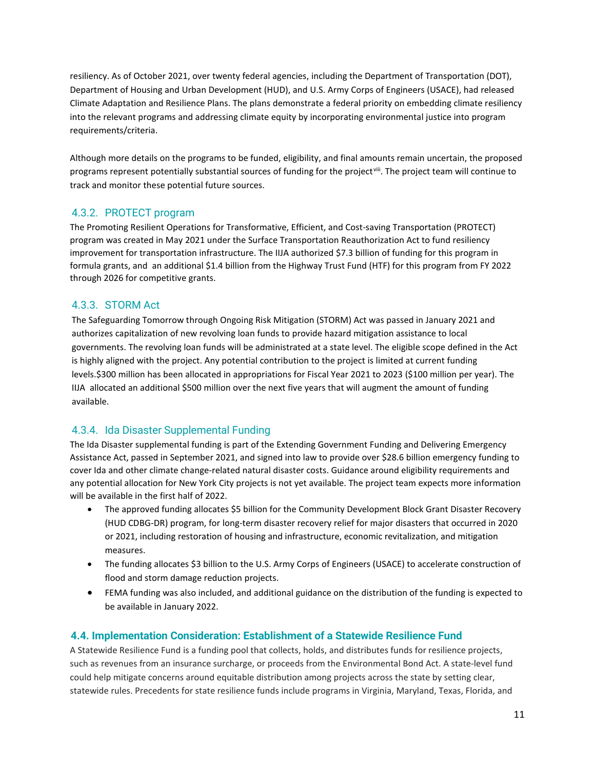resiliency. As of October 2021, over twenty federal agencies, including the Department of Transportation (DOT), Department of Housing and Urban Development (HUD), and U.S. Army Corps of Engineers (USACE), had released Climate Adaptation and Resilience Plans. The plans demonstrate a federal priority on embedding climate resiliency into the relevant programs and addressing climate equity by incorporating environmental justice into program requirements/criteria.

Although more details on the programs to be funded, eligibility, and final amounts remain uncertain, the proposed programs represent potentially substantial sources of funding for the project[viii]. The project team will continue to track and monitor these potential future sources.

### 4.3.2. PROTECT program

The Promoting Resilient Operations for Transformative, Efficient, and Cost-saving Transportation (PROTECT) program was created in May 2021 under the Surface Transportation Reauthorization Act to fund resiliency improvement for transportation infrastructure. The IIJA authorized $7.3 billion of funding for this program in formula grants, and an additional $1.4 billion from the Highway Trust Fund (HTF) for this program from FY 2022 through 2026 for competitive grants.

### 4.3.3. STORM Act

The Safeguarding Tomorrow through Ongoing Risk Mitigation (STORM) Act was passed in January 2021 and authorizes capitalization of new revolving loan funds to provide hazard mitigation assistance to local governments. The revolving loan funds will be administrated at a state level. The eligible scope defined in the Act is highly aligned with the project. Any potential contribution to the project is limited at current funding levels.$300 million has been allocated in appropriations for Fiscal Year 2021 to 2023 ($100 million per year). The IIJA allocated an additional $500 million over the next five years that will augment the amount of funding available.

### 4.3.4. Ida Disaster Supplemental Funding

The Ida Disaster supplemental funding is part of the Extending Government Funding and Delivering Emergency Assistance Act, passed in September 2021, and signed into law to provide over $28.6 billion emergency funding to cover Ida and other climate change-related natural disaster costs. Guidance around eligibility requirements and any potential allocation for New York City projects is not yet available. The project team expects more information will be available in the first half of 2022.

- The approved funding allocates $5 billion for the Community Development Block Grant Disaster Recovery (HUD CDBG-DR) program, for long-term disaster recovery relief for major disasters that occurred in 2020 or 2021, including restoration of housing and infrastructure, economic revitalization, and mitigation measures.
- The funding allocates $3 billion to the U.S. Army Corps of Engineers (USACE) to accelerate construction of flood and storm damage reduction projects.
- FEMA funding was also included, and additional guidance on the distribution of the funding is expected to be available in January 2022.

## 4.4. Implementation Consideration: Establishment of a Statewide Resilience Fund

A Statewide Resilience Fund is a funding pool that collects, holds, and distributes funds for resilience projects, such as revenues from an insurance surcharge, or proceeds from the Environmental Bond Act. A state-level fund could help mitigate concerns around equitable distribution among projects across the state by setting clear, statewide rules. Precedents for state resilience funds include programs in Virginia, Maryland, Texas, Florida, and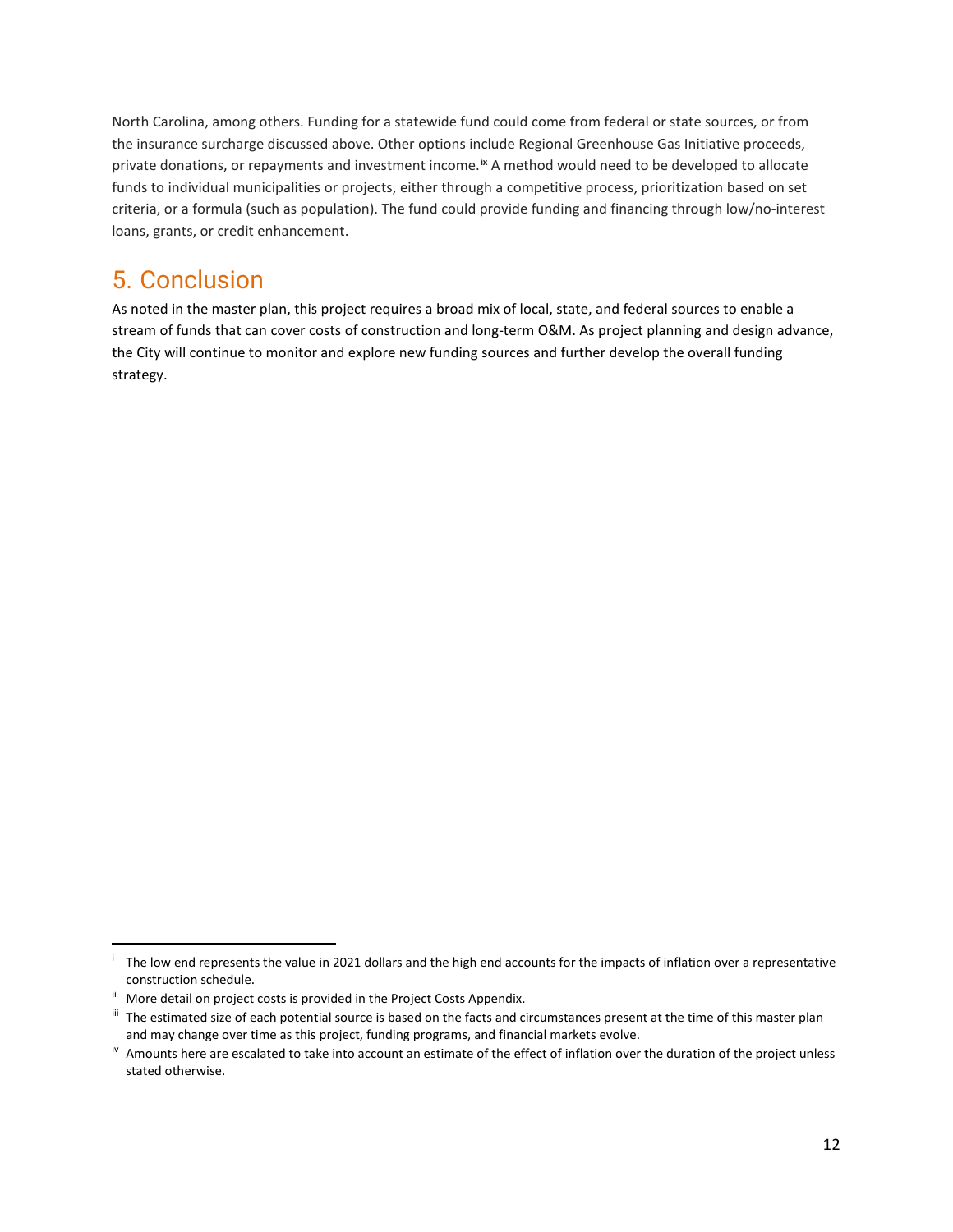North Carolina, among others. Funding for a statewide fund could come from federal or state sources, or from the insurance surcharge discussed above. Other options include Regional Greenhouse Gas Initiative proceeds, private donations, or repayments and investment income.[ix] A method would need to be developed to allocate funds to individual municipalities or projects, either through a competitive process, prioritization based on set criteria, or a formula (such as population). The fund could provide funding and financing through low/no-interest loans, grants, or credit enhancement.

## 5. Conclusion

As noted in the master plan, this project requires a broad mix of local, state, and federal sources to enable a stream of funds that can cover costs of construction and long-term O&M. As project planning and design advance, the City will continue to monitor and explore new funding sources and further develop the overall funding strategy.

---

[i] The low end represents the value in 2021 dollars and the high end accounts for the impacts of inflation over a representative construction schedule.

[ii] More detail on project costs is provided in the Project Costs Appendix.

[iii] The estimated size of each potential source is based on the facts and circumstances present at the time of this master plan and may change over time as this project, funding programs, and financial markets evolve.

[iv] Amounts here are escalated to take into account an estimate of the effect of inflation over the duration of the project unless stated otherwise.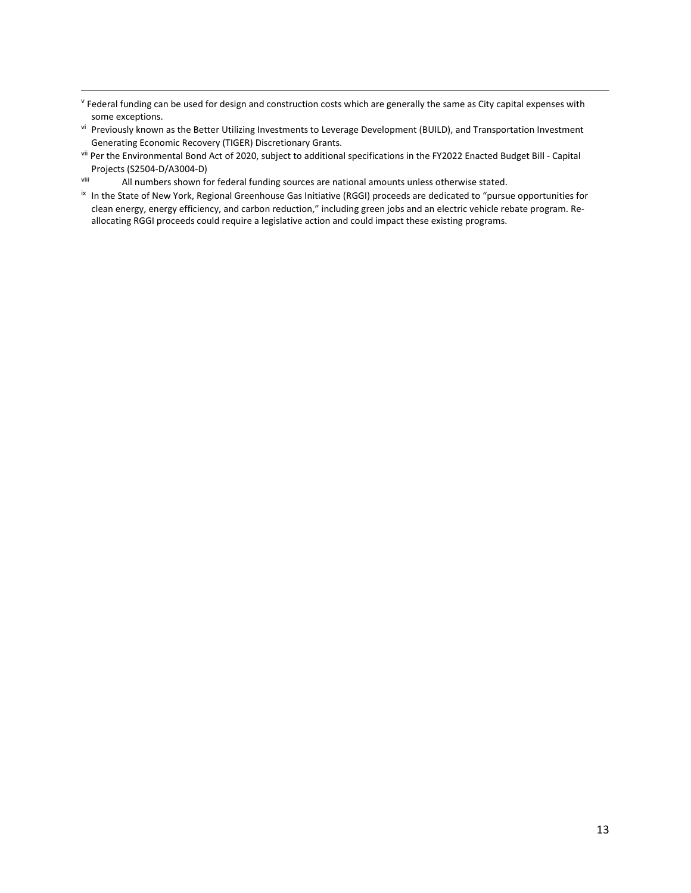[v] Federal funding can be used for design and construction costs which are generally the same as City capital expenses with some exceptions.

[vi] Previously known as the Better Utilizing Investments to Leverage Development (BUILD), and Transportation Investment Generating Economic Recovery (TIGER) Discretionary Grants.

[vii] Per the Environmental Bond Act of 2020, subject to additional specifications in the FY2022 Enacted Budget Bill - Capital Projects (S2504-D/A3004-D)

[viii] All numbers shown for federal funding sources are national amounts unless otherwise stated.

[ix] In the State of New York, Regional Greenhouse Gas Initiative (RGGI) proceeds are dedicated to "pursue opportunities for clean energy, energy efficiency, and carbon reduction," including green jobs and an electric vehicle rebate program. Re-allocating RGGI proceeds could require a legislative action and could impact these existing programs.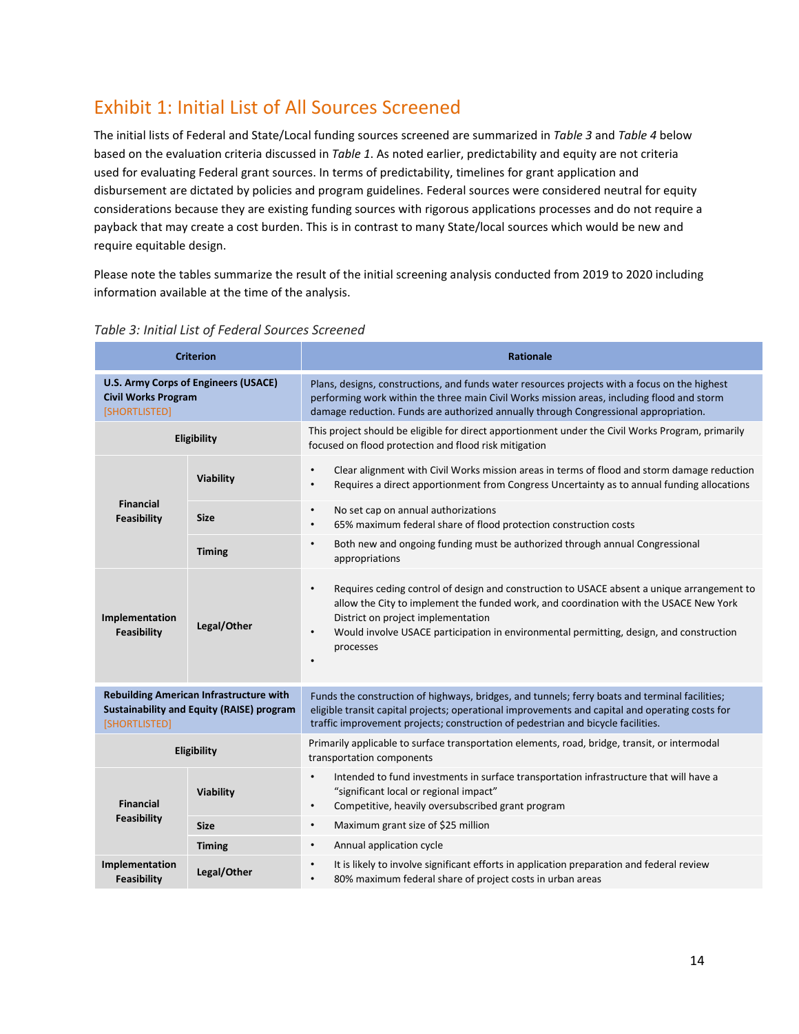## Exhibit 1: Initial List of All Sources Screened

The initial lists of Federal and State/Local funding sources screened are summarized in *Table 3* and *Table 4* below based on the evaluation criteria discussed in *Table 1*. As noted earlier, predictability and equity are not criteria used for evaluating Federal grant sources. In terms of predictability, timelines for grant application and disbursement are dictated by policies and program guidelines. Federal sources were considered neutral for equity considerations because they are existing funding sources with rigorous applications processes and do not require a payback that may create a cost burden. This is in contrast to many State/local sources which would be new and require equitable design.

Please note the tables summarize the result of the initial screening analysis conducted from 2019 to 2020 including information available at the time of the analysis.

*Table 3: Initial List of Federal Sources Screened*

| Criterion | | Rationale |
|---|---|---|
| **U.S. Army Corps of Engineers (USACE) Civil Works Program** [SHORTLISTED] | | Plans, designs, constructions, and funds water resources projects with a focus on the highest performing work within the three main Civil Works mission areas, including flood and storm damage reduction. Funds are authorized annually through Congressional appropriation. |
| **Eligibility** | | This project should be eligible for direct apportionment under the Civil Works Program, primarily focused on flood protection and flood risk mitigation |
| **Financial Feasibility** | **Viability** | • Clear alignment with Civil Works mission areas in terms of flood and storm damage reduction<br>• Requires a direct apportionment from Congress Uncertainty as to annual funding allocations |
| | **Size** | • No set cap on annual authorizations<br>• 65% maximum federal share of flood protection construction costs |
| | **Timing** | • Both new and ongoing funding must be authorized through annual Congressional appropriations |
| **Implementation Feasibility** | **Legal/Other** | • Requires ceding control of design and construction to USACE absent a unique arrangement to allow the City to implement the funded work, and coordination with the USACE New York District on project implementation<br>• Would involve USACE participation in environmental permitting, design, and construction processes<br>• |
| **Rebuilding American Infrastructure with Sustainability and Equity (RAISE) program** [SHORTLISTED] | | Funds the construction of highways, bridges, and tunnels; ferry boats and terminal facilities; eligible transit capital projects; operational improvements and capital and operating costs for traffic improvement projects; construction of pedestrian and bicycle facilities. |
| **Eligibility** | | Primarily applicable to surface transportation elements, road, bridge, transit, or intermodal transportation components |
| **Financial Feasibility** | **Viability** | • Intended to fund investments in surface transportation infrastructure that will have a "significant local or regional impact"<br>• Competitive, heavily oversubscribed grant program |
| | **Size** | • Maximum grant size of $25 million |
| | **Timing** | • Annual application cycle |
| **Implementation Feasibility** | **Legal/Other** | • It is likely to involve significant efforts in application preparation and federal review<br>• 80% maximum federal share of project costs in urban areas |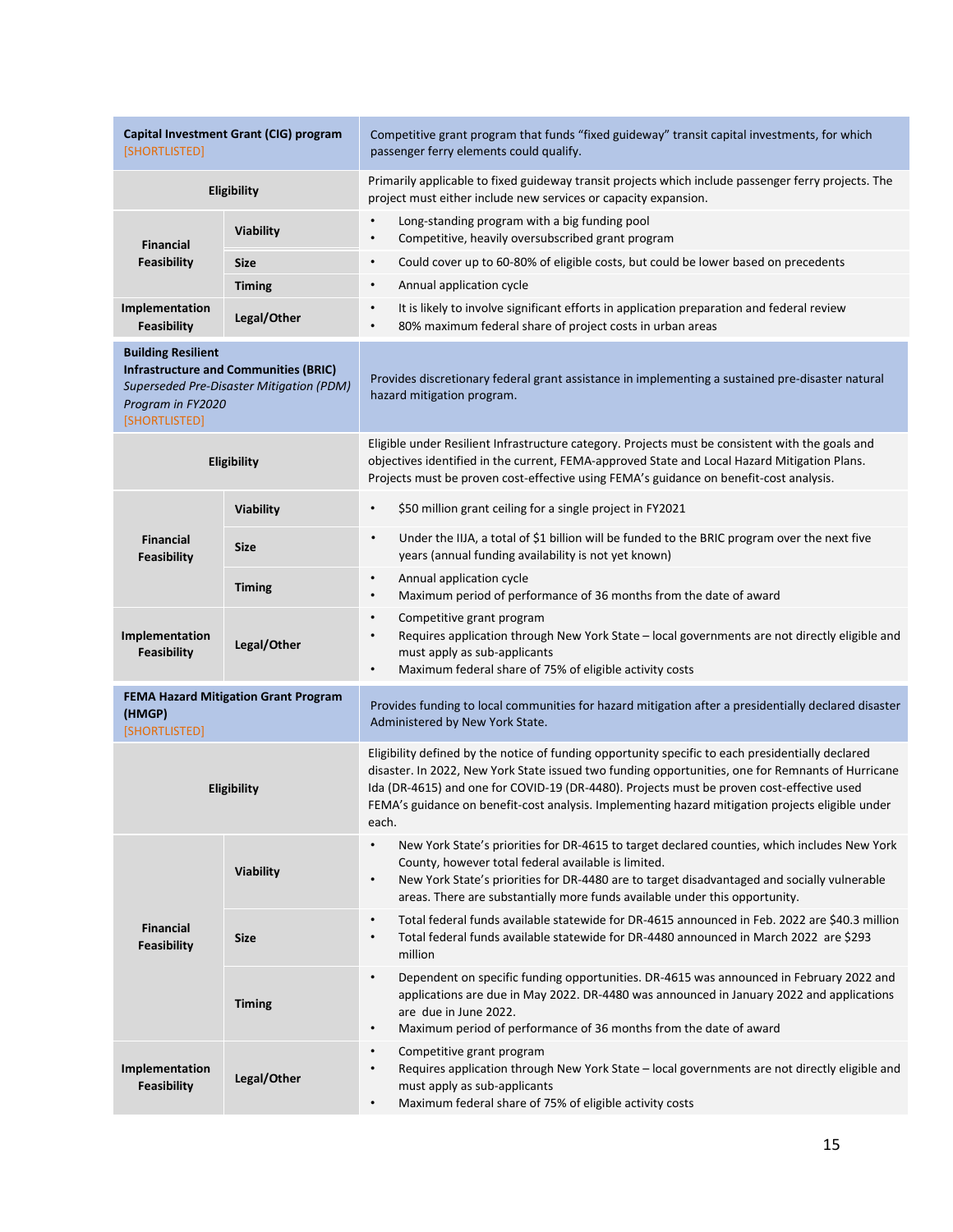| **Capital Investment Grant (CIG) program** [SHORTLISTED] | | Competitive grant program that funds "fixed guideway" transit capital investments, for which passenger ferry elements could qualify. |
|---|---|---|
| **Eligibility** | | Primarily applicable to fixed guideway transit projects which include passenger ferry projects. The project must either include new services or capacity expansion. |
| **Financial Feasibility** | **Viability** | • Long-standing program with a big funding pool<br>• Competitive, heavily oversubscribed grant program |
| | **Size** | • Could cover up to 60-80% of eligible costs, but could be lower based on precedents |
| | **Timing** | • Annual application cycle |
| **Implementation Feasibility** | **Legal/Other** | • It is likely to involve significant efforts in application preparation and federal review<br>• 80% maximum federal share of project costs in urban areas |
| **Building Resilient Infrastructure and Communities (BRIC)** *Superseded Pre-Disaster Mitigation (PDM) Program in FY2020* [SHORTLISTED] | | Provides discretionary federal grant assistance in implementing a sustained pre-disaster natural hazard mitigation program. |
| **Eligibility** | | Eligible under Resilient Infrastructure category. Projects must be consistent with the goals and objectives identified in the current, FEMA-approved State and Local Hazard Mitigation Plans. Projects must be proven cost-effective using FEMA's guidance on benefit-cost analysis. |
| **Financial Feasibility** | **Viability** | • $50 million grant ceiling for a single project in FY2021 |
| | **Size** | • Under the IIJA, a total of $1 billion will be funded to the BRIC program over the next five years (annual funding availability is not yet known) |
| | **Timing** | • Annual application cycle<br>• Maximum period of performance of 36 months from the date of award |
| **Implementation Feasibility** | **Legal/Other** | • Competitive grant program<br>• Requires application through New York State – local governments are not directly eligible and must apply as sub-applicants<br>• Maximum federal share of 75% of eligible activity costs |
| **FEMA Hazard Mitigation Grant Program (HMGP)** [SHORTLISTED] | | Provides funding to local communities for hazard mitigation after a presidentially declared disaster Administered by New York State. |
| **Eligibility** | | Eligibility defined by the notice of funding opportunity specific to each presidentially declared disaster. In 2022, New York State issued two funding opportunities, one for Remnants of Hurricane Ida (DR-4615) and one for COVID-19 (DR-4480). Projects must be proven cost-effective used FEMA's guidance on benefit-cost analysis. Implementing hazard mitigation projects eligible under each. |
| **Financial Feasibility** | **Viability** | • New York State's priorities for DR-4615 to target declared counties, which includes New York County, however total federal available is limited.<br>• New York State's priorities for DR-4480 are to target disadvantaged and socially vulnerable areas. There are substantially more funds available under this opportunity. |
| | **Size** | • Total federal funds available statewide for DR-4615 announced in Feb. 2022 are $40.3 million<br>• Total federal funds available statewide for DR-4480 announced in March 2022 are $293 million |
| | **Timing** | • Dependent on specific funding opportunities. DR-4615 was announced in February 2022 and applications are due in May 2022. DR-4480 was announced in January 2022 and applications are due in June 2022.<br>• Maximum period of performance of 36 months from the date of award |
| **Implementation Feasibility** | **Legal/Other** | • Competitive grant program<br>• Requires application through New York State – local governments are not directly eligible and must apply as sub-applicants<br>• Maximum federal share of 75% of eligible activity costs |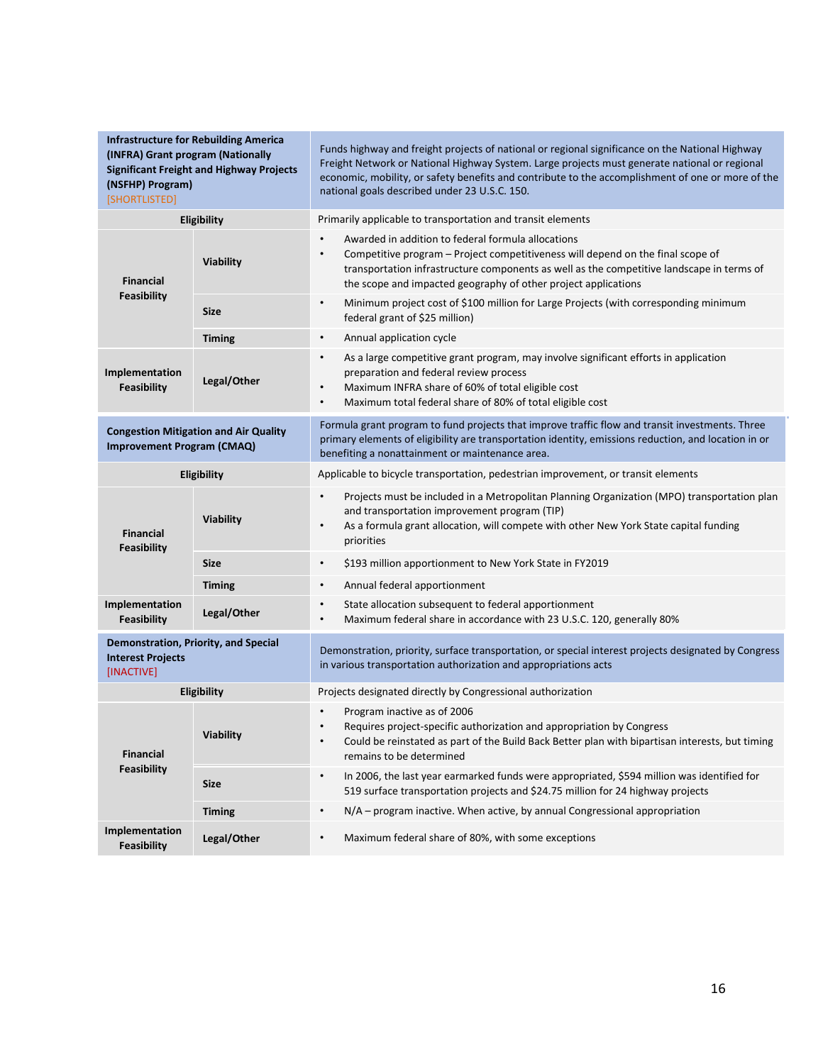| Infrastructure for Rebuilding America (INFRA) Grant program (Nationally Significant Freight and Highway Projects (NSFHP) Program) [SHORTLISTED] | | Funds highway and freight projects of national or regional significance on the National Highway Freight Network or National Highway System. Large projects must generate national or regional economic, mobility, or safety benefits and contribute to the accomplishment of one or more of the national goals described under 23 U.S.C. 150. |
|---|---|---|
| **Eligibility** | | Primarily applicable to transportation and transit elements |
| **Financial Feasibility** | **Viability** | • Awarded in addition to federal formula allocations<br>• Competitive program – Project competitiveness will depend on the final scope of transportation infrastructure components as well as the competitive landscape in terms of the scope and impacted geography of other project applications |
| | **Size** | • Minimum project cost of $100 million for Large Projects (with corresponding minimum federal grant of $25 million) |
| | **Timing** | • Annual application cycle |
| **Implementation Feasibility** | **Legal/Other** | • As a large competitive grant program, may involve significant efforts in application preparation and federal review process<br>• Maximum INFRA share of 60% of total eligible cost<br>• Maximum total federal share of 80% of total eligible cost |

| Congestion Mitigation and Air Quality Improvement Program (CMAQ) | | Formula grant program to fund projects that improve traffic flow and transit investments. Three primary elements of eligibility are transportation identity, emissions reduction, and location in or benefiting a nonattainment or maintenance area. |
|---|---|---|
| **Eligibility** | | Applicable to bicycle transportation, pedestrian improvement, or transit elements |
| **Financial Feasibility** | **Viability** | • Projects must be included in a Metropolitan Planning Organization (MPO) transportation plan and transportation improvement program (TIP)<br>• As a formula grant allocation, will compete with other New York State capital funding priorities |
| | **Size** | • $193 million apportionment to New York State in FY2019 |
| | **Timing** | • Annual federal apportionment |
| **Implementation Feasibility** | **Legal/Other** | • State allocation subsequent to federal apportionment<br>• Maximum federal share in accordance with 23 U.S.C. 120, generally 80% |

| Demonstration, Priority, and Special Interest Projects [INACTIVE] | | Demonstration, priority, surface transportation, or special interest projects designated by Congress in various transportation authorization and appropriations acts |
|---|---|---|
| **Eligibility** | | Projects designated directly by Congressional authorization |
| **Financial Feasibility** | **Viability** | • Program inactive as of 2006<br>• Requires project-specific authorization and appropriation by Congress<br>• Could be reinstated as part of the Build Back Better plan with bipartisan interests, but timing remains to be determined |
| | **Size** | • In 2006, the last year earmarked funds were appropriated, $594 million was identified for 519 surface transportation projects and $24.75 million for 24 highway projects |
| | **Timing** | • N/A – program inactive. When active, by annual Congressional appropriation |
| **Implementation Feasibility** | **Legal/Other** | • Maximum federal share of 80%, with some exceptions |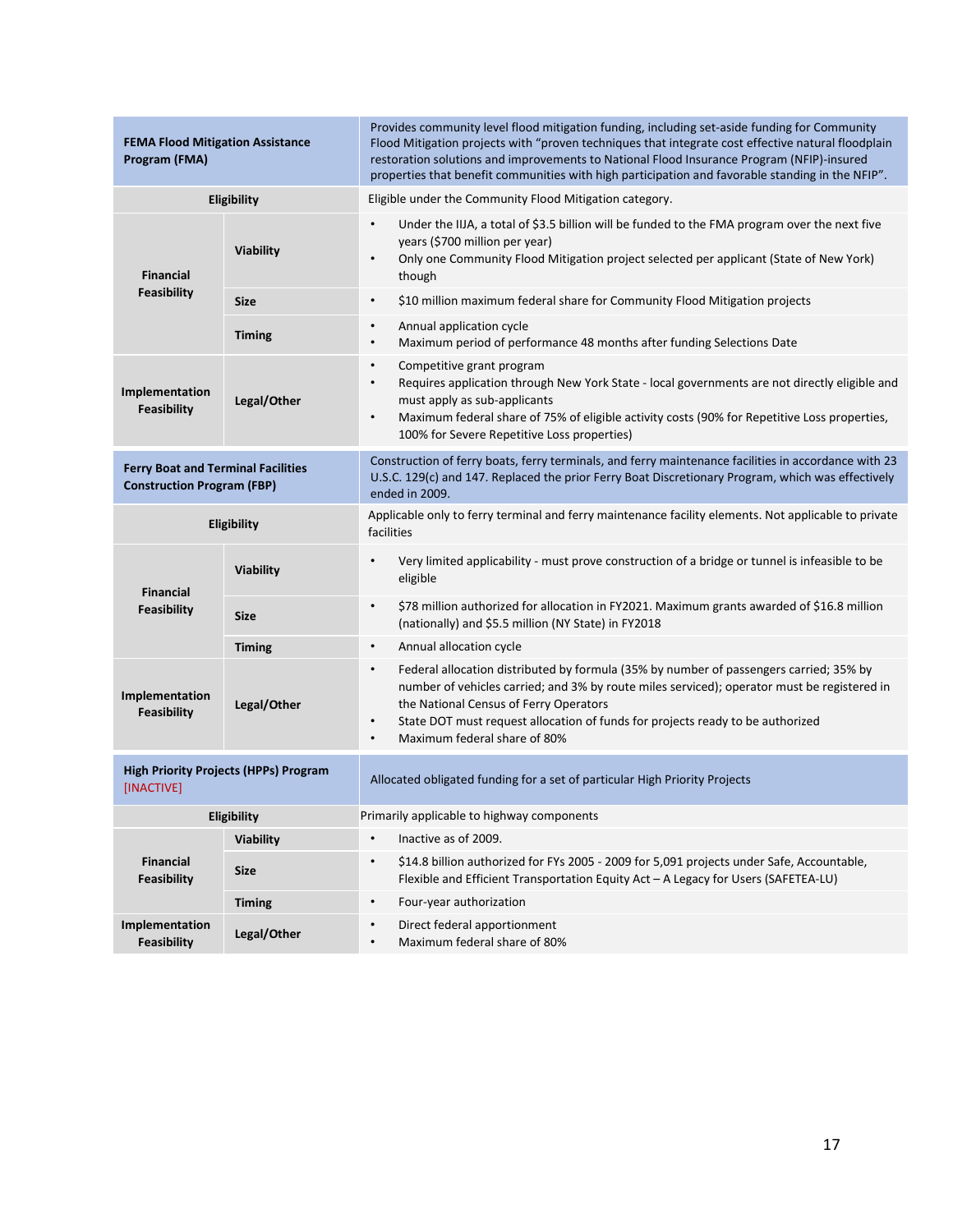| **FEMA Flood Mitigation Assistance Program (FMA)** | | Provides community level flood mitigation funding, including set-aside funding for Community Flood Mitigation projects with "proven techniques that integrate cost effective natural floodplain restoration solutions and improvements to National Flood Insurance Program (NFIP)-insured properties that benefit communities with high participation and favorable standing in the NFIP". |
|---|---|---|
| **Eligibility** | | Eligible under the Community Flood Mitigation category. |
| **Financial Feasibility** | **Viability** | • Under the IIJA, a total of $3.5 billion will be funded to the FMA program over the next five years ($700 million per year)<br>• Only one Community Flood Mitigation project selected per applicant (State of New York) though |
| | **Size** | • $10 million maximum federal share for Community Flood Mitigation projects |
| | **Timing** | • Annual application cycle<br>• Maximum period of performance 48 months after funding Selections Date |
| **Implementation Feasibility** | **Legal/Other** | • Competitive grant program<br>• Requires application through New York State - local governments are not directly eligible and must apply as sub-applicants<br>• Maximum federal share of 75% of eligible activity costs (90% for Repetitive Loss properties, 100% for Severe Repetitive Loss properties) |
| **Ferry Boat and Terminal Facilities Construction Program (FBP)** | | Construction of ferry boats, ferry terminals, and ferry maintenance facilities in accordance with 23 U.S.C. 129(c) and 147. Replaced the prior Ferry Boat Discretionary Program, which was effectively ended in 2009. |
| **Eligibility** | | Applicable only to ferry terminal and ferry maintenance facility elements. Not applicable to private facilities |
| **Financial Feasibility** | **Viability** | • Very limited applicability - must prove construction of a bridge or tunnel is infeasible to be eligible |
| | **Size** | • $78 million authorized for allocation in FY2021. Maximum grants awarded of $16.8 million (nationally) and $5.5 million (NY State) in FY2018 |
| | **Timing** | • Annual allocation cycle |
| **Implementation Feasibility** | **Legal/Other** | • Federal allocation distributed by formula (35% by number of passengers carried; 35% by number of vehicles carried; and 3% by route miles serviced); operator must be registered in the National Census of Ferry Operators<br>• State DOT must request allocation of funds for projects ready to be authorized<br>• Maximum federal share of 80% |
| **High Priority Projects (HPPs) Program** [INACTIVE] | | Allocated obligated funding for a set of particular High Priority Projects |
| **Eligibility** | | Primarily applicable to highway components |
| **Financial Feasibility** | **Viability** | • Inactive as of 2009. |
| | **Size** | • $14.8 billion authorized for FYs 2005 - 2009 for 5,091 projects under Safe, Accountable, Flexible and Efficient Transportation Equity Act – A Legacy for Users (SAFETEA-LU) |
| | **Timing** | • Four-year authorization |
| **Implementation Feasibility** | **Legal/Other** | • Direct federal apportionment<br>• Maximum federal share of 80% |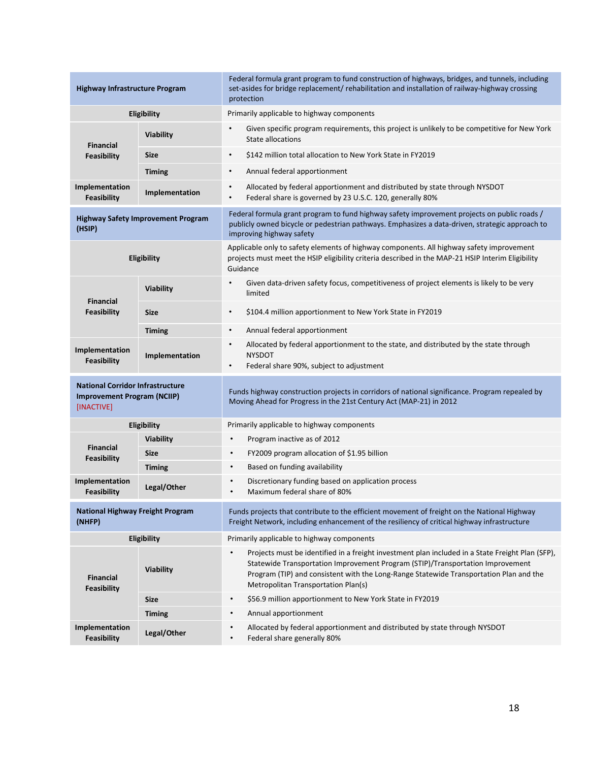| Highway Infrastructure Program | | Federal formula grant program to fund construction of highways, bridges, and tunnels, including set-asides for bridge replacement/ rehabilitation and installation of railway-highway crossing protection |
|---|---|---|
| **Eligibility** | | Primarily applicable to highway components |
| **Financial Feasibility** | **Viability** | • Given specific program requirements, this project is unlikely to be competitive for New York State allocations |
| | **Size** | • $142 million total allocation to New York State in FY2019 |
| | **Timing** | • Annual federal apportionment |
| **Implementation Feasibility** | **Implementation** | • Allocated by federal apportionment and distributed by state through NYSDOT<br>• Federal share is governed by 23 U.S.C. 120, generally 80% |
| **Highway Safety Improvement Program (HSIP)** | | Federal formula grant program to fund highway safety improvement projects on public roads / publicly owned bicycle or pedestrian pathways. Emphasizes a data-driven, strategic approach to improving highway safety |
| **Eligibility** | | Applicable only to safety elements of highway components. All highway safety improvement projects must meet the HSIP eligibility criteria described in the MAP-21 HSIP Interim Eligibility Guidance |
| **Financial Feasibility** | **Viability** | • Given data-driven safety focus, competitiveness of project elements is likely to be very limited |
| | **Size** | • $104.4 million apportionment to New York State in FY2019 |
| | **Timing** | • Annual federal apportionment |
| **Implementation Feasibility** | **Implementation** | • Allocated by federal apportionment to the state, and distributed by the state through NYSDOT<br>• Federal share 90%, subject to adjustment |
| **National Corridor Infrastructure Improvement Program (NCIIP)** [INACTIVE] | | Funds highway construction projects in corridors of national significance. Program repealed by Moving Ahead for Progress in the 21st Century Act (MAP-21) in 2012 |
| **Eligibility** | | Primarily applicable to highway components |
| **Financial Feasibility** | **Viability** | • Program inactive as of 2012 |
| | **Size** | • FY2009 program allocation of $1.95 billion |
| | **Timing** | • Based on funding availability |
| **Implementation Feasibility** | **Legal/Other** | • Discretionary funding based on application process<br>• Maximum federal share of 80% |
| **National Highway Freight Program (NHFP)** | | Funds projects that contribute to the efficient movement of freight on the National Highway Freight Network, including enhancement of the resiliency of critical highway infrastructure |
| **Eligibility** | | Primarily applicable to highway components |
| **Financial Feasibility** | **Viability** | • Projects must be identified in a freight investment plan included in a State Freight Plan (SFP), Statewide Transportation Improvement Program (STIP)/Transportation Improvement Program (TIP) and consistent with the Long-Range Statewide Transportation Plan and the Metropolitan Transportation Plan(s) |
| | **Size** | • $56.9 million apportionment to New York State in FY2019 |
| | **Timing** | • Annual apportionment |
| **Implementation Feasibility** | **Legal/Other** | • Allocated by federal apportionment and distributed by state through NYSDOT<br>• Federal share generally 80% |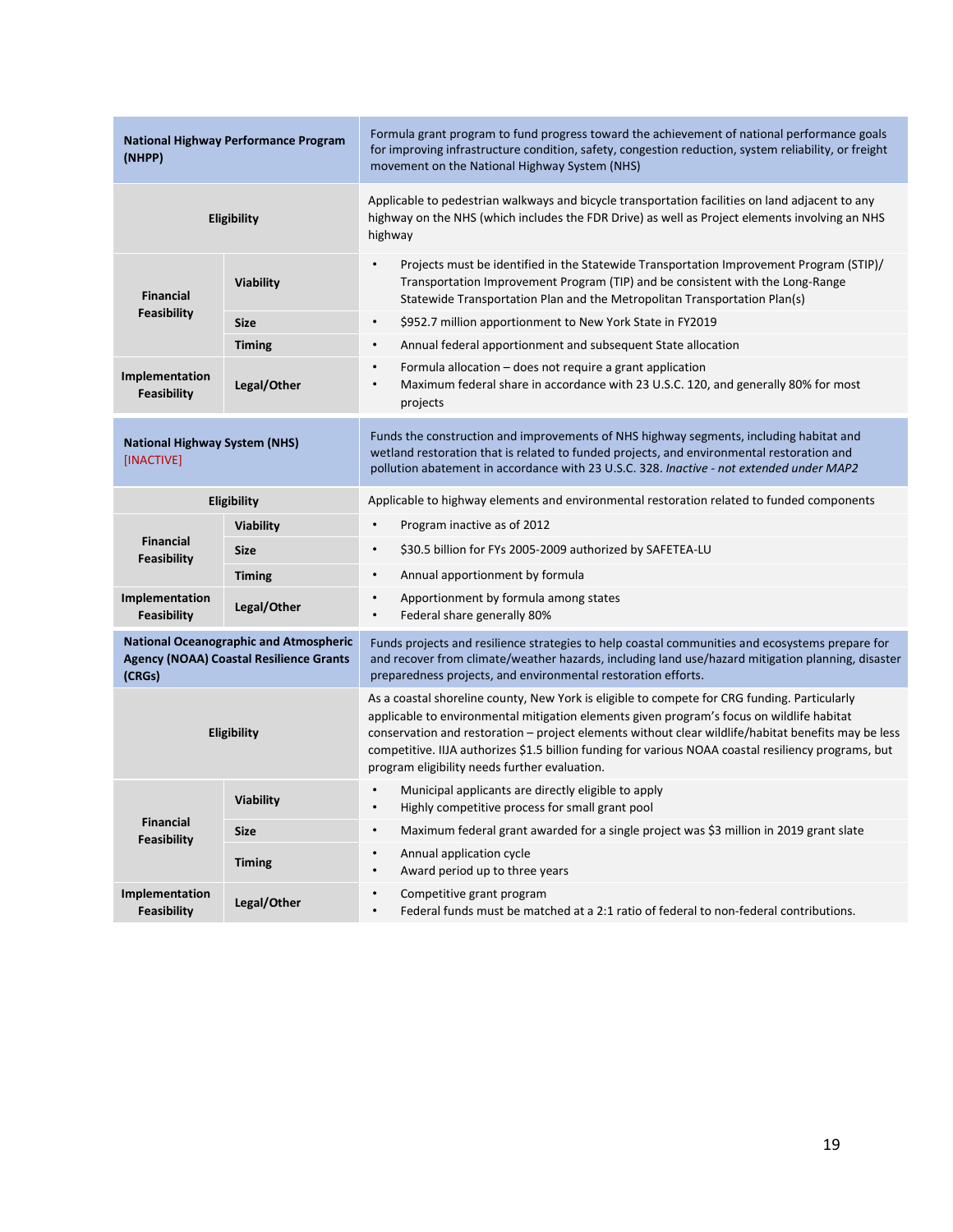| National Highway Performance Program (NHPP) | | Formula grant program to fund progress toward the achievement of national performance goals for improving infrastructure condition, safety, congestion reduction, system reliability, or freight movement on the National Highway System (NHS) |
|---|---|---|
| Eligibility | | Applicable to pedestrian walkways and bicycle transportation facilities on land adjacent to any highway on the NHS (which includes the FDR Drive) as well as Project elements involving an NHS highway |
| Financial Feasibility | Viability | • Projects must be identified in the Statewide Transportation Improvement Program (STIP)/ Transportation Improvement Program (TIP) and be consistent with the Long-Range Statewide Transportation Plan and the Metropolitan Transportation Plan(s) |
| | Size | • $952.7 million apportionment to New York State in FY2019 |
| | Timing | • Annual federal apportionment and subsequent State allocation |
| Implementation Feasibility | Legal/Other | • Formula allocation – does not require a grant application<br>• Maximum federal share in accordance with 23 U.S.C. 120, and generally 80% for most projects |
| **National Highway System (NHS)** [INACTIVE] | | Funds the construction and improvements of NHS highway segments, including habitat and wetland restoration that is related to funded projects, and environmental restoration and pollution abatement in accordance with 23 U.S.C. 328. *Inactive - not extended under MAP2* |
| Eligibility | | Applicable to highway elements and environmental restoration related to funded components |
| Financial Feasibility | Viability | • Program inactive as of 2012 |
| | Size | • $30.5 billion for FYs 2005-2009 authorized by SAFETEA-LU |
| | Timing | • Annual apportionment by formula |
| Implementation Feasibility | Legal/Other | • Apportionment by formula among states<br>• Federal share generally 80% |
| **National Oceanographic and Atmospheric Agency (NOAA) Coastal Resilience Grants (CRGs)** | | Funds projects and resilience strategies to help coastal communities and ecosystems prepare for and recover from climate/weather hazards, including land use/hazard mitigation planning, disaster preparedness projects, and environmental restoration efforts. |
| Eligibility | | As a coastal shoreline county, New York is eligible to compete for CRG funding. Particularly applicable to environmental mitigation elements given program's focus on wildlife habitat conservation and restoration – project elements without clear wildlife/habitat benefits may be less competitive. IIJA authorizes $1.5 billion funding for various NOAA coastal resiliency programs, but program eligibility needs further evaluation. |
| Financial Feasibility | Viability | • Municipal applicants are directly eligible to apply<br>• Highly competitive process for small grant pool |
| | Size | • Maximum federal grant awarded for a single project was $3 million in 2019 grant slate |
| | Timing | • Annual application cycle<br>• Award period up to three years |
| Implementation Feasibility | Legal/Other | • Competitive grant program<br>• Federal funds must be matched at a 2:1 ratio of federal to non-federal contributions. |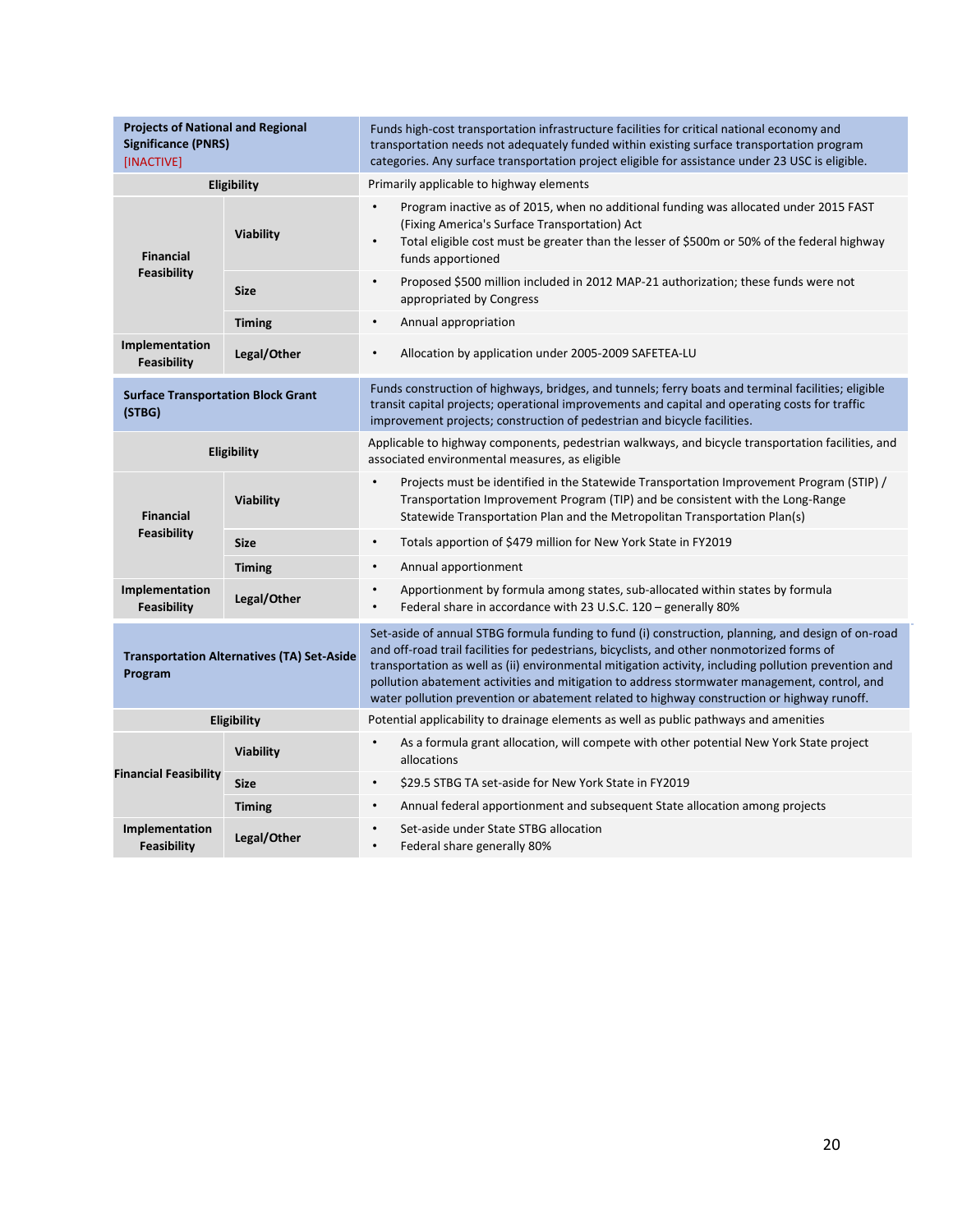| **Projects of National and Regional Significance (PNRS)** [INACTIVE] | | Funds high-cost transportation infrastructure facilities for critical national economy and transportation needs not adequately funded within existing surface transportation program categories. Any surface transportation project eligible for assistance under 23 USC is eligible. |
|---|---|---|
| **Eligibility** | | Primarily applicable to highway elements |
| **Financial Feasibility** | **Viability** | • Program inactive as of 2015, when no additional funding was allocated under 2015 FAST (Fixing America's Surface Transportation) Act<br>• Total eligible cost must be greater than the lesser of $500m or 50% of the federal highway funds apportioned |
| | **Size** | • Proposed $500 million included in 2012 MAP-21 authorization; these funds were not appropriated by Congress |
| | **Timing** | • Annual appropriation |
| **Implementation Feasibility** | **Legal/Other** | • Allocation by application under 2005-2009 SAFETEA-LU |
| **Surface Transportation Block Grant (STBG)** | | Funds construction of highways, bridges, and tunnels; ferry boats and terminal facilities; eligible transit capital projects; operational improvements and capital and operating costs for traffic improvement projects; construction of pedestrian and bicycle facilities. |
| **Eligibility** | | Applicable to highway components, pedestrian walkways, and bicycle transportation facilities, and associated environmental measures, as eligible |
| **Financial Feasibility** | **Viability** | • Projects must be identified in the Statewide Transportation Improvement Program (STIP) / Transportation Improvement Program (TIP) and be consistent with the Long-Range Statewide Transportation Plan and the Metropolitan Transportation Plan(s) |
| | **Size** | • Totals apportion of $479 million for New York State in FY2019 |
| | **Timing** | • Annual apportionment |
| **Implementation Feasibility** | **Legal/Other** | • Apportionment by formula among states, sub-allocated within states by formula<br>• Federal share in accordance with 23 U.S.C. 120 – generally 80% |
| **Transportation Alternatives (TA) Set-Aside Program** | | Set-aside of annual STBG formula funding to fund (i) construction, planning, and design of on-road and off-road trail facilities for pedestrians, bicyclists, and other nonmotorized forms of transportation as well as (ii) environmental mitigation activity, including pollution prevention and pollution abatement activities and mitigation to address stormwater management, control, and water pollution prevention or abatement related to highway construction or highway runoff. |
| **Eligibility** | | Potential applicability to drainage elements as well as public pathways and amenities |
| **Financial Feasibility** | **Viability** | • As a formula grant allocation, will compete with other potential New York State project allocations |
| | **Size** | • $29.5 STBG TA set-aside for New York State in FY2019 |
| | **Timing** | • Annual federal apportionment and subsequent State allocation among projects |
| **Implementation Feasibility** | **Legal/Other** | • Set-aside under State STBG allocation<br>• Federal share generally 80% |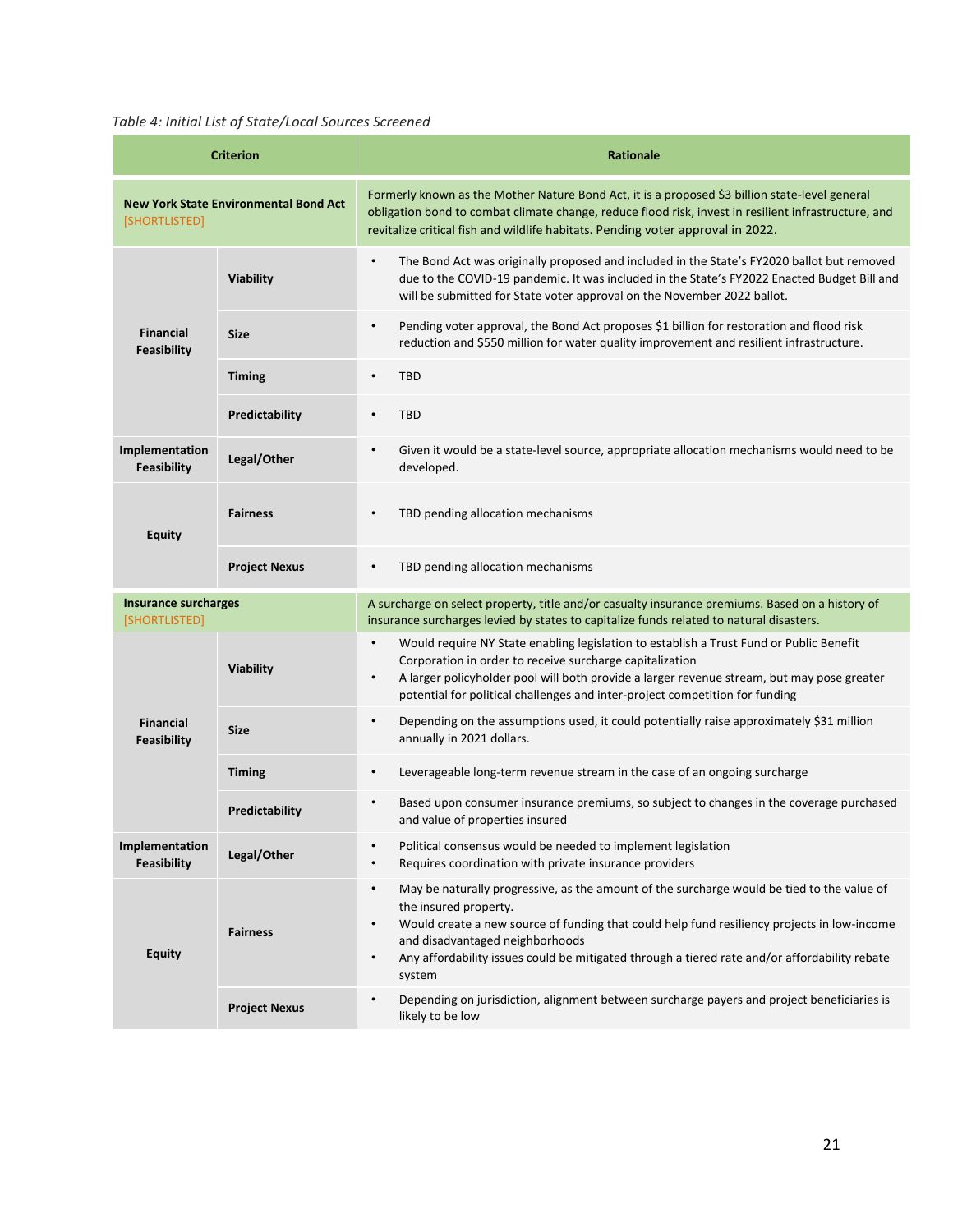*Table 4: Initial List of State/Local Sources Screened*

| Criterion | | Rationale |
|---|---|---|
| **New York State Environmental Bond Act** [SHORTLISTED] | | Formerly known as the Mother Nature Bond Act, it is a proposed $3 billion state-level general obligation bond to combat climate change, reduce flood risk, invest in resilient infrastructure, and revitalize critical fish and wildlife habitats. Pending voter approval in 2022. |
| **Financial Feasibility** | **Viability** | • The Bond Act was originally proposed and included in the State's FY2020 ballot but removed due to the COVID-19 pandemic. It was included in the State's FY2022 Enacted Budget Bill and will be submitted for State voter approval on the November 2022 ballot. |
| | **Size** | • Pending voter approval, the Bond Act proposes $1 billion for restoration and flood risk reduction and $550 million for water quality improvement and resilient infrastructure. |
| | **Timing** | • TBD |
| | **Predictability** | • TBD |
| **Implementation Feasibility** | **Legal/Other** | • Given it would be a state-level source, appropriate allocation mechanisms would need to be developed. |
| **Equity** | **Fairness** | • TBD pending allocation mechanisms |
| | **Project Nexus** | • TBD pending allocation mechanisms |
| **Insurance surcharges** [SHORTLISTED] | | A surcharge on select property, title and/or casualty insurance premiums. Based on a history of insurance surcharges levied by states to capitalize funds related to natural disasters. |
| **Financial Feasibility** | **Viability** | • Would require NY State enabling legislation to establish a Trust Fund or Public Benefit Corporation in order to receive surcharge capitalization<br>• A larger policyholder pool will both provide a larger revenue stream, but may pose greater potential for political challenges and inter-project competition for funding |
| | **Size** | • Depending on the assumptions used, it could potentially raise approximately $31 million annually in 2021 dollars. |
| | **Timing** | • Leverageable long-term revenue stream in the case of an ongoing surcharge |
| | **Predictability** | • Based upon consumer insurance premiums, so subject to changes in the coverage purchased and value of properties insured |
| **Implementation Feasibility** | **Legal/Other** | • Political consensus would be needed to implement legislation<br>• Requires coordination with private insurance providers |
| **Equity** | **Fairness** | • May be naturally progressive, as the amount of the surcharge would be tied to the value of the insured property.<br>• Would create a new source of funding that could help fund resiliency projects in low-income and disadvantaged neighborhoods<br>• Any affordability issues could be mitigated through a tiered rate and/or affordability rebate system |
| | **Project Nexus** | • Depending on jurisdiction, alignment between surcharge payers and project beneficiaries is likely to be low |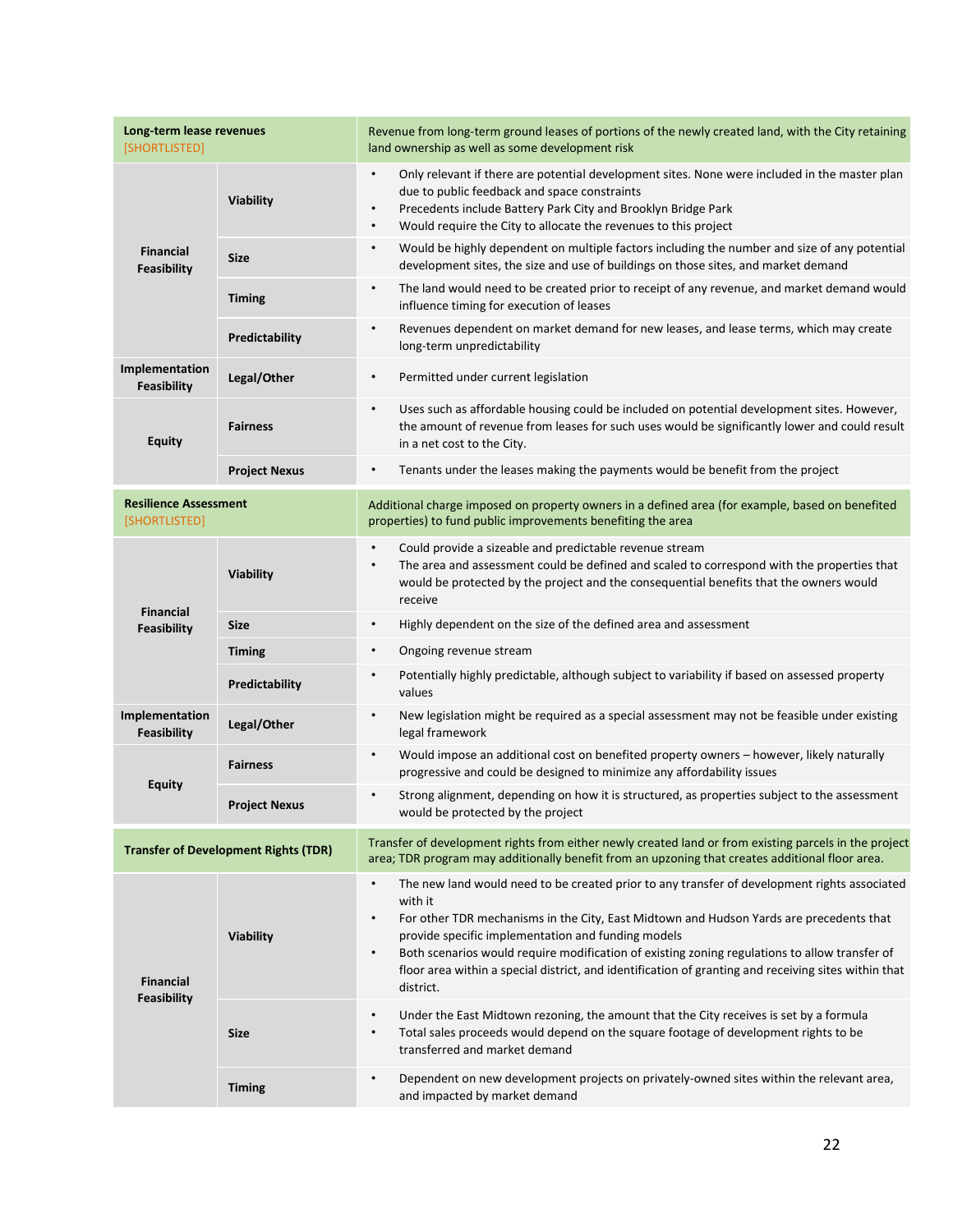| | | |
|---|---|---|
| **Long-term lease revenues** [SHORTLISTED] | | Revenue from long-term ground leases of portions of the newly created land, with the City retaining land ownership as well as some development risk |
| **Financial Feasibility** | **Viability** | • Only relevant if there are potential development sites. None were included in the master plan due to public feedback and space constraints<br>• Precedents include Battery Park City and Brooklyn Bridge Park<br>• Would require the City to allocate the revenues to this project |
| | **Size** | • Would be highly dependent on multiple factors including the number and size of any potential development sites, the size and use of buildings on those sites, and market demand |
| | **Timing** | • The land would need to be created prior to receipt of any revenue, and market demand would influence timing for execution of leases |
| | **Predictability** | • Revenues dependent on market demand for new leases, and lease terms, which may create long-term unpredictability |
| **Implementation Feasibility** | **Legal/Other** | • Permitted under current legislation |
| **Equity** | **Fairness** | • Uses such as affordable housing could be included on potential development sites. However, the amount of revenue from leases for such uses would be significantly lower and could result in a net cost to the City. |
| | **Project Nexus** | • Tenants under the leases making the payments would be benefit from the project |
| **Resilience Assessment** [SHORTLISTED] | | Additional charge imposed on property owners in a defined area (for example, based on benefited properties) to fund public improvements benefiting the area |
| **Financial Feasibility** | **Viability** | • Could provide a sizeable and predictable revenue stream<br>• The area and assessment could be defined and scaled to correspond with the properties that would be protected by the project and the consequential benefits that the owners would receive |
| | **Size** | • Highly dependent on the size of the defined area and assessment |
| | **Timing** | • Ongoing revenue stream |
| | **Predictability** | • Potentially highly predictable, although subject to variability if based on assessed property values |
| **Implementation Feasibility** | **Legal/Other** | • New legislation might be required as a special assessment may not be feasible under existing legal framework |
| **Equity** | **Fairness** | • Would impose an additional cost on benefited property owners – however, likely naturally progressive and could be designed to minimize any affordability issues |
| | **Project Nexus** | • Strong alignment, depending on how it is structured, as properties subject to the assessment would be protected by the project |
| **Transfer of Development Rights (TDR)** | | Transfer of development rights from either newly created land or from existing parcels in the project area; TDR program may additionally benefit from an upzoning that creates additional floor area. |
| **Financial Feasibility** | **Viability** | • The new land would need to be created prior to any transfer of development rights associated with it<br>• For other TDR mechanisms in the City, East Midtown and Hudson Yards are precedents that provide specific implementation and funding models<br>• Both scenarios would require modification of existing zoning regulations to allow transfer of floor area within a special district, and identification of granting and receiving sites within that district. |
| | **Size** | • Under the East Midtown rezoning, the amount that the City receives is set by a formula<br>• Total sales proceeds would depend on the square footage of development rights to be transferred and market demand |
| | **Timing** | • Dependent on new development projects on privately-owned sites within the relevant area, and impacted by market demand |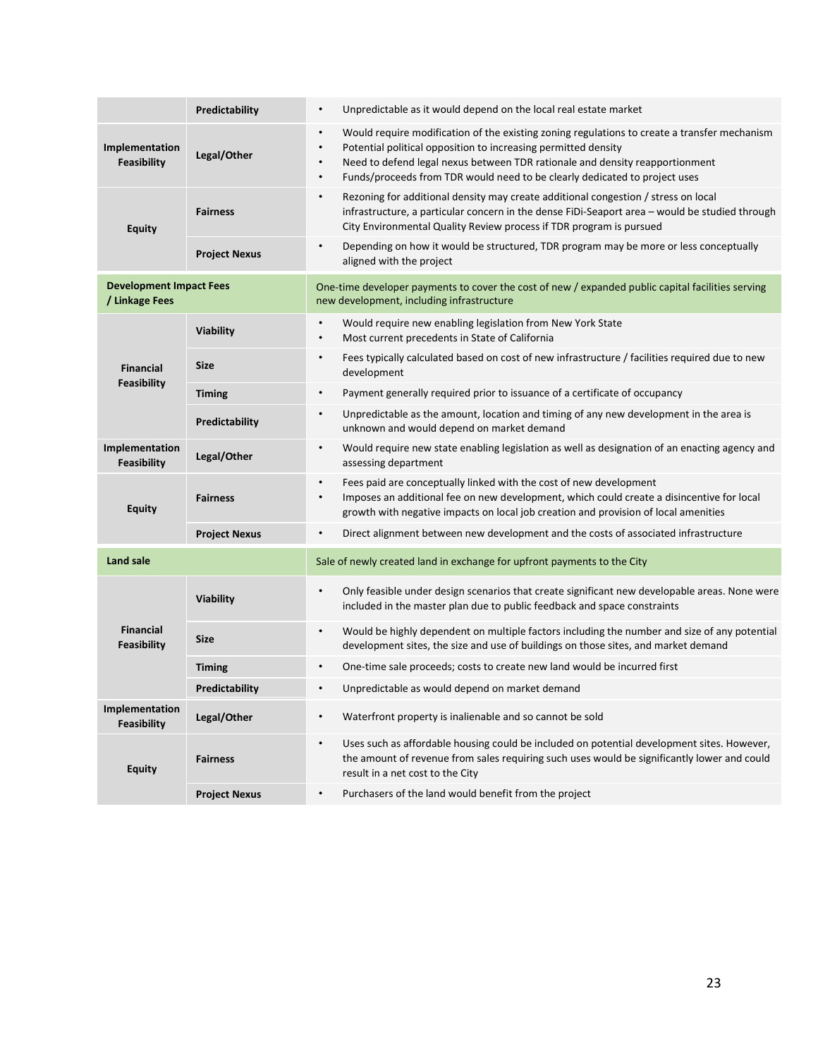| | | |
|---|---|---|
| | **Predictability** | • Unpredictable as it would depend on the local real estate market |
| **Implementation Feasibility** | **Legal/Other** | • Would require modification of the existing zoning regulations to create a transfer mechanism<br>• Potential political opposition to increasing permitted density<br>• Need to defend legal nexus between TDR rationale and density reapportionment<br>• Funds/proceeds from TDR would need to be clearly dedicated to project uses |
| **Equity** | **Fairness** | • Rezoning for additional density may create additional congestion / stress on local infrastructure, a particular concern in the dense FiDi-Seaport area – would be studied through City Environmental Quality Review process if TDR program is pursued |
| | **Project Nexus** | • Depending on how it would be structured, TDR program may be more or less conceptually aligned with the project |
| **Development Impact Fees / Linkage Fees** | | One-time developer payments to cover the cost of new / expanded public capital facilities serving new development, including infrastructure |
| **Financial Feasibility** | **Viability** | • Would require new enabling legislation from New York State<br>• Most current precedents in State of California |
| | **Size** | • Fees typically calculated based on cost of new infrastructure / facilities required due to new development |
| | **Timing** | • Payment generally required prior to issuance of a certificate of occupancy |
| | **Predictability** | • Unpredictable as the amount, location and timing of any new development in the area is unknown and would depend on market demand |
| **Implementation Feasibility** | **Legal/Other** | • Would require new state enabling legislation as well as designation of an enacting agency and assessing department |
| **Equity** | **Fairness** | • Fees paid are conceptually linked with the cost of new development<br>• Imposes an additional fee on new development, which could create a disincentive for local growth with negative impacts on local job creation and provision of local amenities |
| | **Project Nexus** | • Direct alignment between new development and the costs of associated infrastructure |
| **Land sale** | | Sale of newly created land in exchange for upfront payments to the City |
| **Financial Feasibility** | **Viability** | • Only feasible under design scenarios that create significant new developable areas. None were included in the master plan due to public feedback and space constraints |
| | **Size** | • Would be highly dependent on multiple factors including the number and size of any potential development sites, the size and use of buildings on those sites, and market demand |
| | **Timing** | • One-time sale proceeds; costs to create new land would be incurred first |
| | **Predictability** | • Unpredictable as would depend on market demand |
| **Implementation Feasibility** | **Legal/Other** | • Waterfront property is inalienable and so cannot be sold |
| **Equity** | **Fairness** | • Uses such as affordable housing could be included on potential development sites. However, the amount of revenue from sales requiring such uses would be significantly lower and could result in a net cost to the City |
| | **Project Nexus** | • Purchasers of the land would benefit from the project |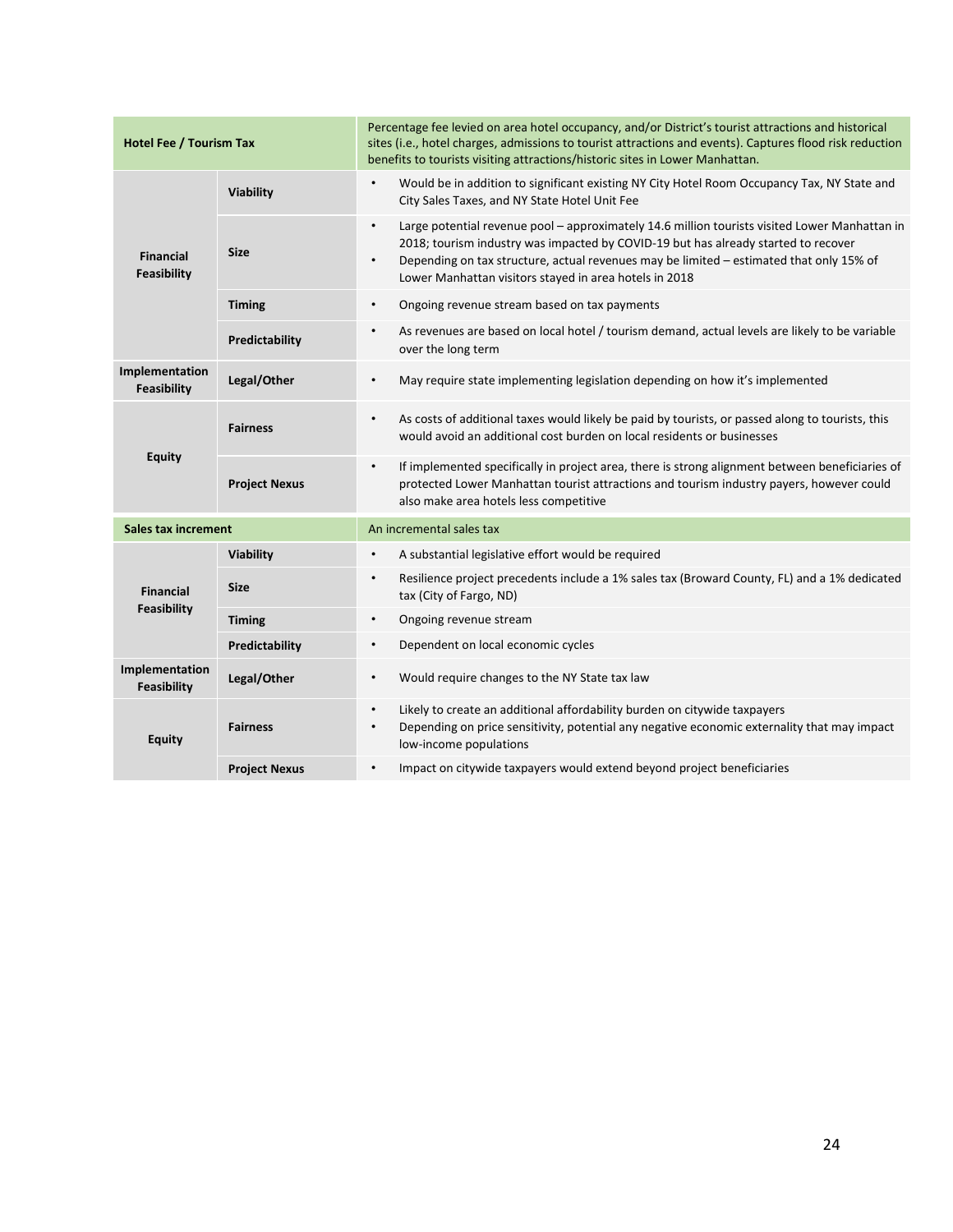| Hotel Fee / Tourism Tax | | Percentage fee levied on area hotel occupancy, and/or District's tourist attractions and historical sites (i.e., hotel charges, admissions to tourist attractions and events). Captures flood risk reduction benefits to tourists visiting attractions/historic sites in Lower Manhattan. |
|---|---|---|
| **Financial Feasibility** | **Viability** | • Would be in addition to significant existing NY City Hotel Room Occupancy Tax, NY State and City Sales Taxes, and NY State Hotel Unit Fee |
| | **Size** | • Large potential revenue pool – approximately 14.6 million tourists visited Lower Manhattan in 2018; tourism industry was impacted by COVID-19 but has already started to recover<br>• Depending on tax structure, actual revenues may be limited – estimated that only 15% of Lower Manhattan visitors stayed in area hotels in 2018 |
| | **Timing** | • Ongoing revenue stream based on tax payments |
| | **Predictability** | • As revenues are based on local hotel / tourism demand, actual levels are likely to be variable over the long term |
| **Implementation Feasibility** | **Legal/Other** | • May require state implementing legislation depending on how it's implemented |
| **Equity** | **Fairness** | • As costs of additional taxes would likely be paid by tourists, or passed along to tourists, this would avoid an additional cost burden on local residents or businesses |
| | **Project Nexus** | • If implemented specifically in project area, there is strong alignment between beneficiaries of protected Lower Manhattan tourist attractions and tourism industry payers, however could also make area hotels less competitive |

| Sales tax increment | | An incremental sales tax |
|---|---|---|
| **Financial Feasibility** | **Viability** | • A substantial legislative effort would be required |
| | **Size** | • Resilience project precedents include a 1% sales tax (Broward County, FL) and a 1% dedicated tax (City of Fargo, ND) |
| | **Timing** | • Ongoing revenue stream |
| | **Predictability** | • Dependent on local economic cycles |
| **Implementation Feasibility** | **Legal/Other** | • Would require changes to the NY State tax law |
| **Equity** | **Fairness** | • Likely to create an additional affordability burden on citywide taxpayers<br>• Depending on price sensitivity, potential any negative economic externality that may impact low-income populations |
| | **Project Nexus** | • Impact on citywide taxpayers would extend beyond project beneficiaries |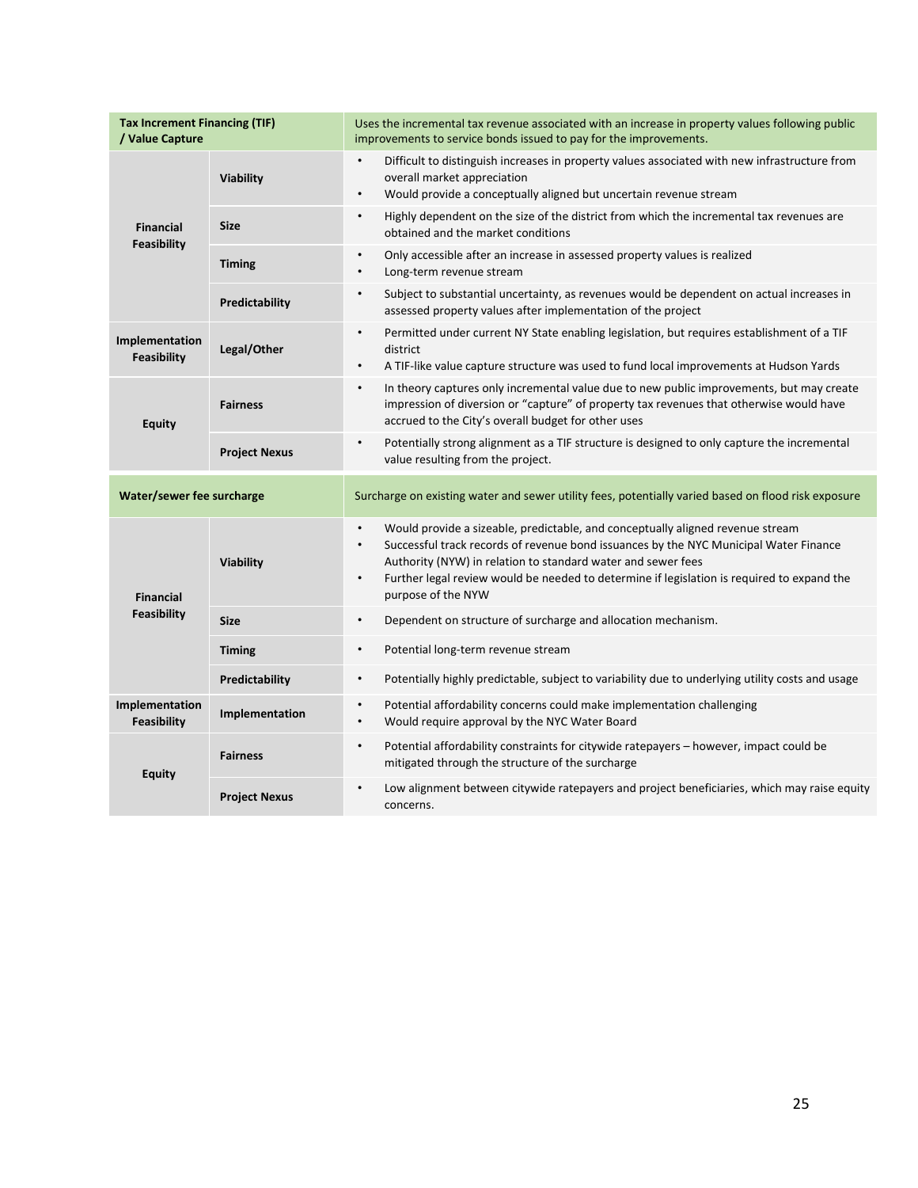| Tax Increment Financing (TIF) / Value Capture | | Uses the incremental tax revenue associated with an increase in property values following public improvements to service bonds issued to pay for the improvements. |
|---|---|---|
| Financial Feasibility | Viability | • Difficult to distinguish increases in property values associated with new infrastructure from overall market appreciation<br>• Would provide a conceptually aligned but uncertain revenue stream |
| | Size | • Highly dependent on the size of the district from which the incremental tax revenues are obtained and the market conditions |
| | Timing | • Only accessible after an increase in assessed property values is realized<br>• Long-term revenue stream |
| | Predictability | • Subject to substantial uncertainty, as revenues would be dependent on actual increases in assessed property values after implementation of the project |
| Implementation Feasibility | Legal/Other | • Permitted under current NY State enabling legislation, but requires establishment of a TIF district<br>• A TIF-like value capture structure was used to fund local improvements at Hudson Yards |
| Equity | Fairness | • In theory captures only incremental value due to new public improvements, but may create impression of diversion or "capture" of property tax revenues that otherwise would have accrued to the City's overall budget for other uses |
| | Project Nexus | • Potentially strong alignment as a TIF structure is designed to only capture the incremental value resulting from the project. |

| Water/sewer fee surcharge | | Surcharge on existing water and sewer utility fees, potentially varied based on flood risk exposure |
|---|---|---|
| Financial Feasibility | Viability | • Would provide a sizeable, predictable, and conceptually aligned revenue stream<br>• Successful track records of revenue bond issuances by the NYC Municipal Water Finance Authority (NYW) in relation to standard water and sewer fees<br>• Further legal review would be needed to determine if legislation is required to expand the purpose of the NYW |
| | Size | • Dependent on structure of surcharge and allocation mechanism. |
| | Timing | • Potential long-term revenue stream |
| | Predictability | • Potentially highly predictable, subject to variability due to underlying utility costs and usage |
| Implementation Feasibility | Implementation | • Potential affordability concerns could make implementation challenging<br>• Would require approval by the NYC Water Board |
| Equity | Fairness | • Potential affordability constraints for citywide ratepayers – however, impact could be mitigated through the structure of the surcharge |
| | Project Nexus | • Low alignment between citywide ratepayers and project beneficiaries, which may raise equity concerns. |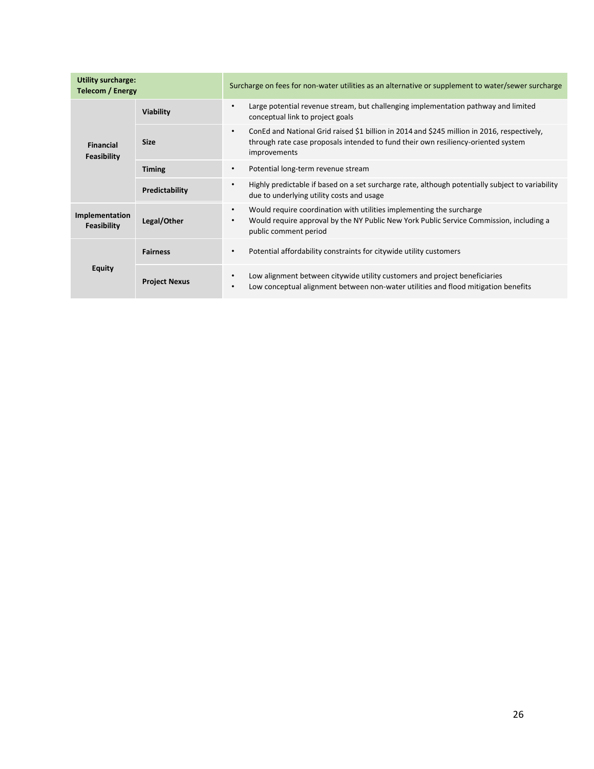| **Utility surcharge: Telecom / Energy** | | Surcharge on fees for non-water utilities as an alternative or supplement to water/sewer surcharge |
|---|---|---|
| **Financial Feasibility** | **Viability** | • Large potential revenue stream, but challenging implementation pathway and limited conceptual link to project goals |
| | **Size** | • ConEd and National Grid raised $1 billion in 2014 and $245 million in 2016, respectively, through rate case proposals intended to fund their own resiliency-oriented system improvements |
| | **Timing** | • Potential long-term revenue stream |
| | **Predictability** | • Highly predictable if based on a set surcharge rate, although potentially subject to variability due to underlying utility costs and usage |
| **Implementation Feasibility** | **Legal/Other** | • Would require coordination with utilities implementing the surcharge<br>• Would require approval by the NY Public New York Public Service Commission, including a public comment period |
| **Equity** | **Fairness** | • Potential affordability constraints for citywide utility customers |
| | **Project Nexus** | • Low alignment between citywide utility customers and project beneficiaries<br>• Low conceptual alignment between non-water utilities and flood mitigation benefits |